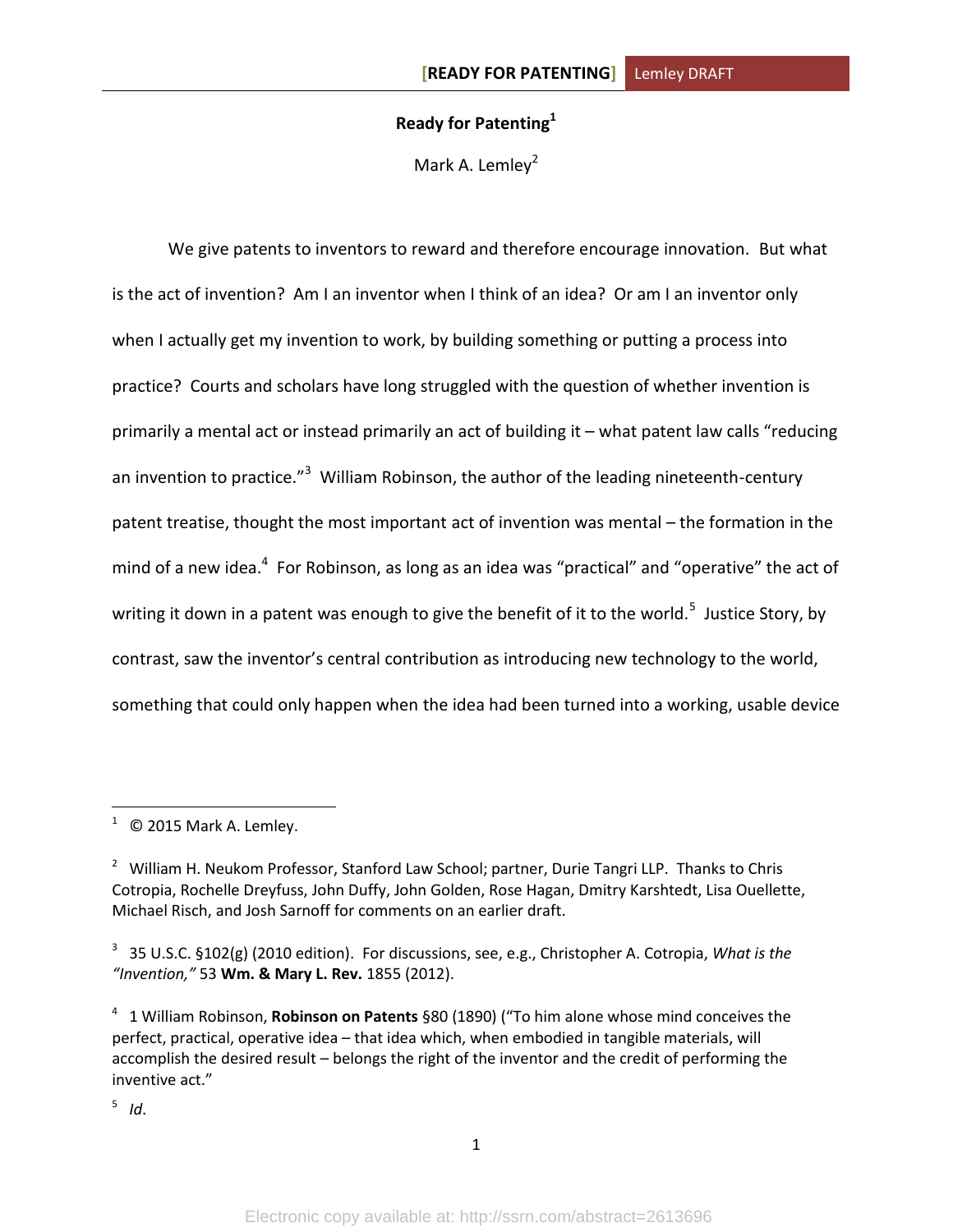# Ready for Patenting[1]

Mark A. Lemley[2]

We give patents to inventors to reward and therefore encourage innovation. But what is the act of invention? Am I an inventor when I think of an idea? Or am I an inventor only when I actually get my invention to work, by building something or putting a process into practice? Courts and scholars have long struggled with the question of whether invention is primarily a mental act or instead primarily an act of building it – what patent law calls "reducing an invention to practice."[3] William Robinson, the author of the leading nineteenth-century patent treatise, thought the most important act of invention was mental – the formation in the mind of a new idea.[4] For Robinson, as long as an idea was "practical" and "operative" the act of writing it down in a patent was enough to give the benefit of it to the world.[5] Justice Story, by contrast, saw the inventor's central contribution as introducing new technology to the world, something that could only happen when the idea had been turned into a working, usable device

---

[1] © 2015 Mark A. Lemley.

[2] William H. Neukom Professor, Stanford Law School; partner, Durie Tangri LLP. Thanks to Chris Cotropia, Rochelle Dreyfuss, John Duffy, John Golden, Rose Hagan, Dmitry Karshtedt, Lisa Ouellette, Michael Risch, and Josh Sarnoff for comments on an earlier draft.

[3] 35 U.S.C. §102(g) (2010 edition). For discussions, see, e.g., Christopher A. Cotropia, *What is the "Invention,"* 53 **Wm. & Mary L. Rev.** 1855 (2012).

[4] 1 William Robinson, **Robinson on Patents** §80 (1890) ("To him alone whose mind conceives the perfect, practical, operative idea – that idea which, when embodied in tangible materials, will accomplish the desired result – belongs the right of the inventor and the credit of performing the inventive act."

[5] *Id.*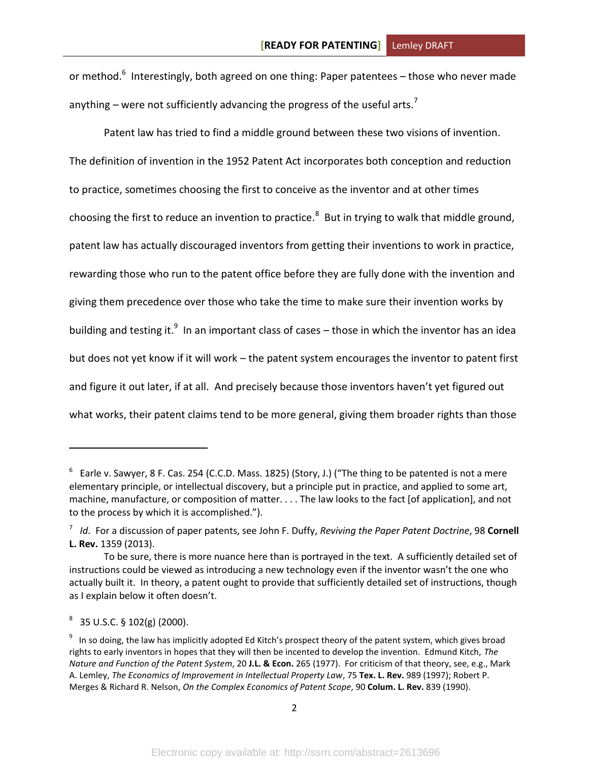or method.[6] Interestingly, both agreed on one thing: Paper patentees – those who never made anything – were not sufficiently advancing the progress of the useful arts.[7]

Patent law has tried to find a middle ground between these two visions of invention. The definition of invention in the 1952 Patent Act incorporates both conception and reduction to practice, sometimes choosing the first to conceive as the inventor and at other times choosing the first to reduce an invention to practice.[8] But in trying to walk that middle ground, patent law has actually discouraged inventors from getting their inventions to work in practice, rewarding those who run to the patent office before they are fully done with the invention and giving them precedence over those who take the time to make sure their invention works by building and testing it.[9] In an important class of cases – those in which the inventor has an idea but does not yet know if it will work – the patent system encourages the inventor to patent first and figure it out later, if at all. And precisely because those inventors haven't yet figured out what works, their patent claims tend to be more general, giving them broader rights than those

---

[6] Earle v. Sawyer, 8 F. Cas. 254 (C.C.D. Mass. 1825) (Story, J.) ("The thing to be patented is not a mere elementary principle, or intellectual discovery, but a principle put in practice, and applied to some art, machine, manufacture, or composition of matter. . . . The law looks to the fact [of application], and not to the process by which it is accomplished.").

[7] *Id*. For a discussion of paper patents, see John F. Duffy, *Reviving the Paper Patent Doctrine*, 98 **Cornell L. Rev.** 1359 (2013).

To be sure, there is more nuance here than is portrayed in the text. A sufficiently detailed set of instructions could be viewed as introducing a new technology even if the inventor wasn't the one who actually built it. In theory, a patent ought to provide that sufficiently detailed set of instructions, though as I explain below it often doesn't.

[8] 35 U.S.C. § 102(g) (2000).

[9] In so doing, the law has implicitly adopted Ed Kitch's prospect theory of the patent system, which gives broad rights to early inventors in hopes that they will then be incented to develop the invention. Edmund Kitch, *The Nature and Function of the Patent System*, 20 **J.L. & Econ.** 265 (1977). For criticism of that theory, see, e.g., Mark A. Lemley, *The Economics of Improvement in Intellectual Property Law*, 75 **Tex. L. Rev.** 989 (1997); Robert P. Merges & Richard R. Nelson, *On the Complex Economics of Patent Scope*, 90 **Colum. L. Rev.** 839 (1990).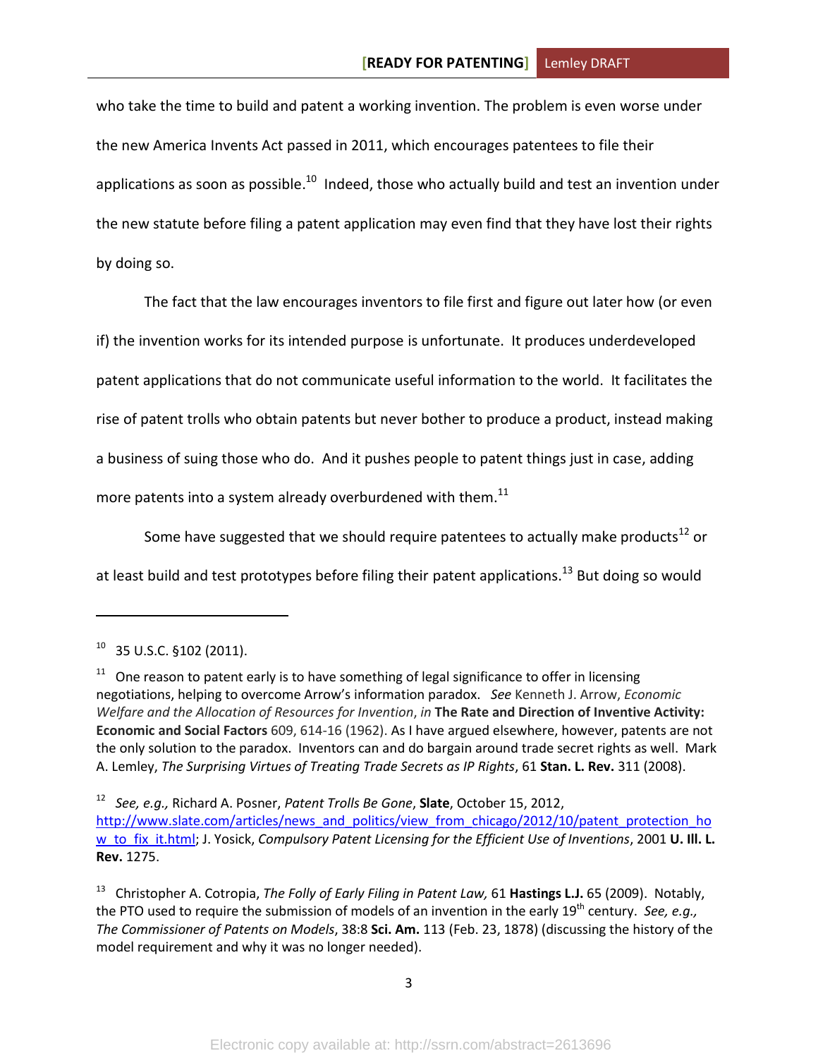who take the time to build and patent a working invention. The problem is even worse under the new America Invents Act passed in 2011, which encourages patentees to file their applications as soon as possible.[10] Indeed, those who actually build and test an invention under the new statute before filing a patent application may even find that they have lost their rights by doing so.

The fact that the law encourages inventors to file first and figure out later how (or even if) the invention works for its intended purpose is unfortunate. It produces underdeveloped patent applications that do not communicate useful information to the world. It facilitates the rise of patent trolls who obtain patents but never bother to produce a product, instead making a business of suing those who do. And it pushes people to patent things just in case, adding more patents into a system already overburdened with them.[11]

Some have suggested that we should require patentees to actually make products[12] or at least build and test prototypes before filing their patent applications.[13] But doing so would

---

[10] 35 U.S.C. §102 (2011).

[11] One reason to patent early is to have something of legal significance to offer in licensing negotiations, helping to overcome Arrow's information paradox. *See* Kenneth J. Arrow, *Economic Welfare and the Allocation of Resources for Invention*, *in* **The Rate and Direction of Inventive Activity: Economic and Social Factors** 609, 614-16 (1962). As I have argued elsewhere, however, patents are not the only solution to the paradox. Inventors can and do bargain around trade secret rights as well. Mark A. Lemley, *The Surprising Virtues of Treating Trade Secrets as IP Rights*, 61 **Stan. L. Rev.** 311 (2008).

[12] *See, e.g.,* Richard A. Posner, *Patent Trolls Be Gone*, **Slate**, October 15, 2012, http://www.slate.com/articles/news_and_politics/view_from_chicago/2012/10/patent_protection_how_to_fix_it.html; J. Yosick, *Compulsory Patent Licensing for the Efficient Use of Inventions*, 2001 **U. Ill. L. Rev.** 1275.

[13] Christopher A. Cotropia, *The Folly of Early Filing in Patent Law,* 61 **Hastings L.J.** 65 (2009). Notably, the PTO used to require the submission of models of an invention in the early 19th century. *See, e.g., The Commissioner of Patents on Models*, 38:8 **Sci. Am.** 113 (Feb. 23, 1878) (discussing the history of the model requirement and why it was no longer needed).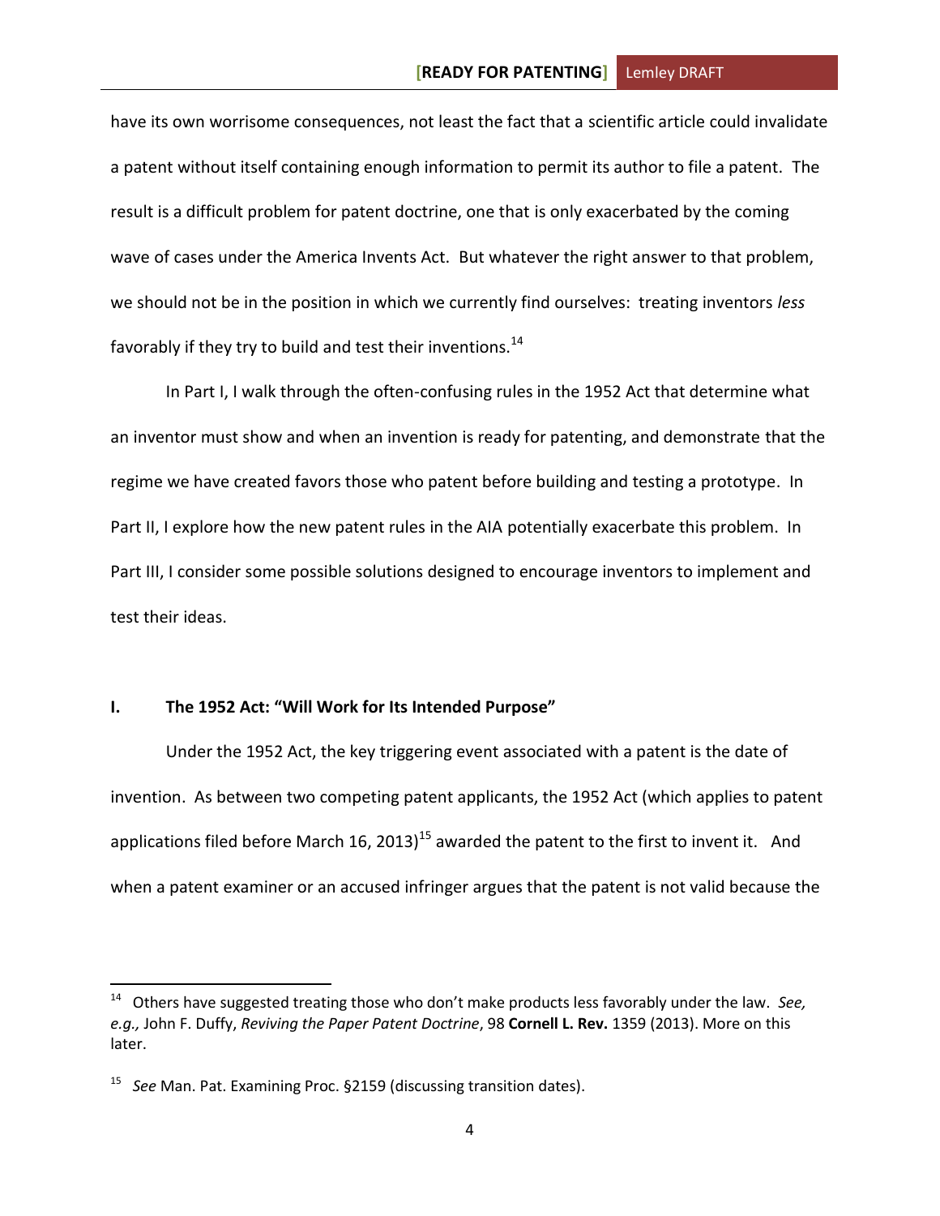have its own worrisome consequences, not least the fact that a scientific article could invalidate a patent without itself containing enough information to permit its author to file a patent. The result is a difficult problem for patent doctrine, one that is only exacerbated by the coming wave of cases under the America Invents Act. But whatever the right answer to that problem, we should not be in the position in which we currently find ourselves: treating inventors *less* favorably if they try to build and test their inventions.[14]

In Part I, I walk through the often-confusing rules in the 1952 Act that determine what an inventor must show and when an invention is ready for patenting, and demonstrate that the regime we have created favors those who patent before building and testing a prototype. In Part II, I explore how the new patent rules in the AIA potentially exacerbate this problem. In Part III, I consider some possible solutions designed to encourage inventors to implement and test their ideas.

## I. The 1952 Act: "Will Work for Its Intended Purpose"

Under the 1952 Act, the key triggering event associated with a patent is the date of invention. As between two competing patent applicants, the 1952 Act (which applies to patent applications filed before March 16, 2013)[15] awarded the patent to the first to invent it. And when a patent examiner or an accused infringer argues that the patent is not valid because the

---

[14] Others have suggested treating those who don't make products less favorably under the law. *See, e.g.,* John F. Duffy, *Reviving the Paper Patent Doctrine*, 98 **Cornell L. Rev.** 1359 (2013). More on this later.

[15] *See* Man. Pat. Examining Proc. §2159 (discussing transition dates).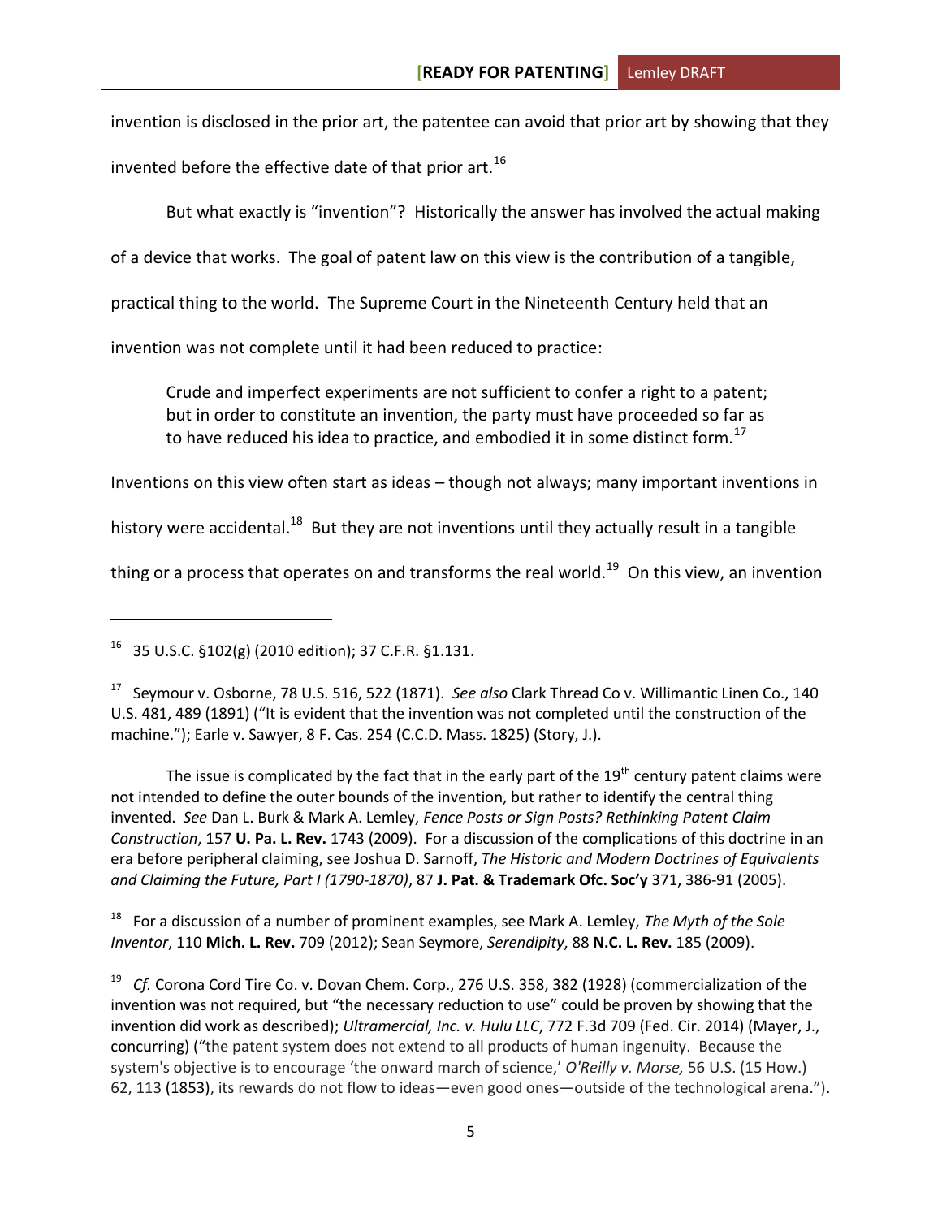invention is disclosed in the prior art, the patentee can avoid that prior art by showing that they invented before the effective date of that prior art.[16]

But what exactly is "invention"? Historically the answer has involved the actual making of a device that works. The goal of patent law on this view is the contribution of a tangible, practical thing to the world. The Supreme Court in the Nineteenth Century held that an invention was not complete until it had been reduced to practice:

> Crude and imperfect experiments are not sufficient to confer a right to a patent; but in order to constitute an invention, the party must have proceeded so far as to have reduced his idea to practice, and embodied it in some distinct form.[17]

Inventions on this view often start as ideas – though not always; many important inventions in history were accidental.[18] But they are not inventions until they actually result in a tangible thing or a process that operates on and transforms the real world.[19] On this view, an invention

---

[16] 35 U.S.C. §102(g) (2010 edition); 37 C.F.R. §1.131.

[17] Seymour v. Osborne, 78 U.S. 516, 522 (1871). *See also* Clark Thread Co v. Willimantic Linen Co., 140 U.S. 481, 489 (1891) ("It is evident that the invention was not completed until the construction of the machine."); Earle v. Sawyer, 8 F. Cas. 254 (C.C.D. Mass. 1825) (Story, J.).

The issue is complicated by the fact that in the early part of the 19th century patent claims were not intended to define the outer bounds of the invention, but rather to identify the central thing invented. *See* Dan L. Burk & Mark A. Lemley, *Fence Posts or Sign Posts? Rethinking Patent Claim Construction*, 157 **U. Pa. L. Rev.** 1743 (2009). For a discussion of the complications of this doctrine in an era before peripheral claiming, see Joshua D. Sarnoff, *The Historic and Modern Doctrines of Equivalents and Claiming the Future, Part I (1790-1870)*, 87 **J. Pat. & Trademark Ofc. Soc'y** 371, 386-91 (2005).

[18] For a discussion of a number of prominent examples, see Mark A. Lemley, *The Myth of the Sole Inventor*, 110 **Mich. L. Rev.** 709 (2012); Sean Seymore, *Serendipity*, 88 **N.C. L. Rev.** 185 (2009).

[19] *Cf.* Corona Cord Tire Co. v. Dovan Chem. Corp., 276 U.S. 358, 382 (1928) (commercialization of the invention was not required, but "the necessary reduction to use" could be proven by showing that the invention did work as described); *Ultramercial, Inc. v. Hulu LLC*, 772 F.3d 709 (Fed. Cir. 2014) (Mayer, J., concurring) ("the patent system does not extend to all products of human ingenuity. Because the system's objective is to encourage 'the onward march of science,' *O'Reilly v. Morse,* 56 U.S. (15 How.) 62, 113 (1853), its rewards do not flow to ideas—even good ones—outside of the technological arena.").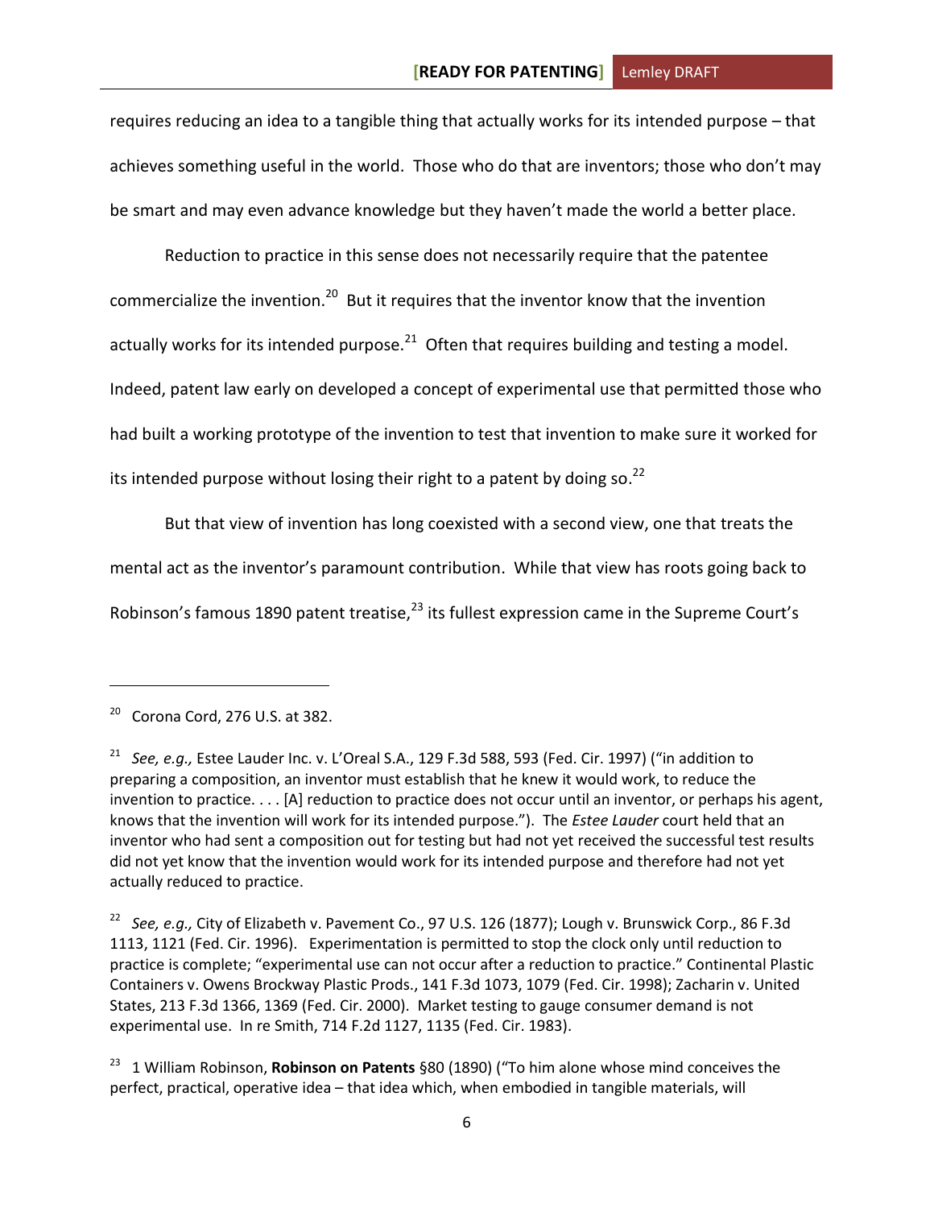requires reducing an idea to a tangible thing that actually works for its intended purpose – that achieves something useful in the world. Those who do that are inventors; those who don't may be smart and may even advance knowledge but they haven't made the world a better place.

Reduction to practice in this sense does not necessarily require that the patentee commercialize the invention.[20] But it requires that the inventor know that the invention actually works for its intended purpose.[21] Often that requires building and testing a model. Indeed, patent law early on developed a concept of experimental use that permitted those who had built a working prototype of the invention to test that invention to make sure it worked for its intended purpose without losing their right to a patent by doing so.[22]

But that view of invention has long coexisted with a second view, one that treats the mental act as the inventor's paramount contribution. While that view has roots going back to Robinson's famous 1890 patent treatise,[23] its fullest expression came in the Supreme Court's

---

[20] Corona Cord, 276 U.S. at 382.

[21] *See, e.g.,* Estee Lauder Inc. v. L'Oreal S.A., 129 F.3d 588, 593 (Fed. Cir. 1997) ("in addition to preparing a composition, an inventor must establish that he knew it would work, to reduce the invention to practice. . . . [A] reduction to practice does not occur until an inventor, or perhaps his agent, knows that the invention will work for its intended purpose."). The *Estee Lauder* court held that an inventor who had sent a composition out for testing but had not yet received the successful test results did not yet know that the invention would work for its intended purpose and therefore had not yet actually reduced to practice.

[22] *See, e.g.,* City of Elizabeth v. Pavement Co., 97 U.S. 126 (1877); Lough v. Brunswick Corp., 86 F.3d 1113, 1121 (Fed. Cir. 1996). Experimentation is permitted to stop the clock only until reduction to practice is complete; "experimental use can not occur after a reduction to practice." Continental Plastic Containers v. Owens Brockway Plastic Prods., 141 F.3d 1073, 1079 (Fed. Cir. 1998); Zacharin v. United States, 213 F.3d 1366, 1369 (Fed. Cir. 2000). Market testing to gauge consumer demand is not experimental use. In re Smith, 714 F.2d 1127, 1135 (Fed. Cir. 1983).

[23] 1 William Robinson, **Robinson on Patents** §80 (1890) ("To him alone whose mind conceives the perfect, practical, operative idea – that idea which, when embodied in tangible materials, will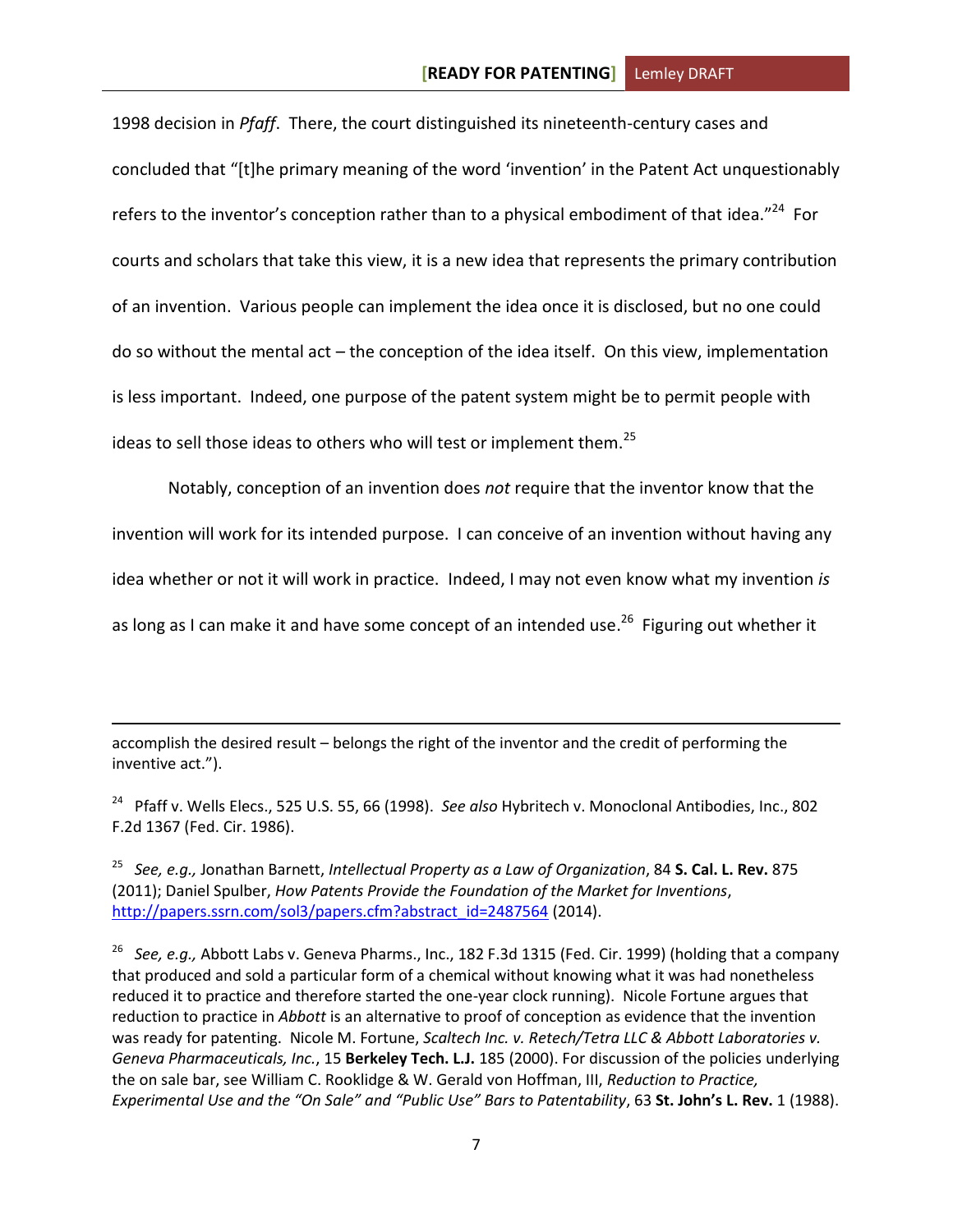1998 decision in *Pfaff*. There, the court distinguished its nineteenth-century cases and concluded that "[t]he primary meaning of the word 'invention' in the Patent Act unquestionably refers to the inventor's conception rather than to a physical embodiment of that idea."[24] For courts and scholars that take this view, it is a new idea that represents the primary contribution of an invention. Various people can implement the idea once it is disclosed, but no one could do so without the mental act – the conception of the idea itself. On this view, implementation is less important. Indeed, one purpose of the patent system might be to permit people with ideas to sell those ideas to others who will test or implement them.[25]

Notably, conception of an invention does *not* require that the inventor know that the invention will work for its intended purpose. I can conceive of an invention without having any idea whether or not it will work in practice. Indeed, I may not even know what my invention *is* as long as I can make it and have some concept of an intended use.[26] Figuring out whether it

---

accomplish the desired result – belongs the right of the inventor and the credit of performing the inventive act.").

[24] Pfaff v. Wells Elecs., 525 U.S. 55, 66 (1998). *See also* Hybritech v. Monoclonal Antibodies, Inc., 802 F.2d 1367 (Fed. Cir. 1986).

[25] *See, e.g.,* Jonathan Barnett, *Intellectual Property as a Law of Organization*, 84 **S. Cal. L. Rev.** 875 (2011); Daniel Spulber, *How Patents Provide the Foundation of the Market for Inventions*, http://papers.ssrn.com/sol3/papers.cfm?abstract_id=2487564 (2014).

[26] *See, e.g.,* Abbott Labs v. Geneva Pharms., Inc., 182 F.3d 1315 (Fed. Cir. 1999) (holding that a company that produced and sold a particular form of a chemical without knowing what it was had nonetheless reduced it to practice and therefore started the one-year clock running). Nicole Fortune argues that reduction to practice in *Abbott* is an alternative to proof of conception as evidence that the invention was ready for patenting. Nicole M. Fortune, *Scaltech Inc. v. Retech/Tetra LLC & Abbott Laboratories v. Geneva Pharmaceuticals, Inc.*, 15 **Berkeley Tech. L.J.** 185 (2000). For discussion of the policies underlying the on sale bar, see William C. Rooklidge & W. Gerald von Hoffman, III, *Reduction to Practice, Experimental Use and the "On Sale" and "Public Use" Bars to Patentability*, 63 **St. John's L. Rev.** 1 (1988).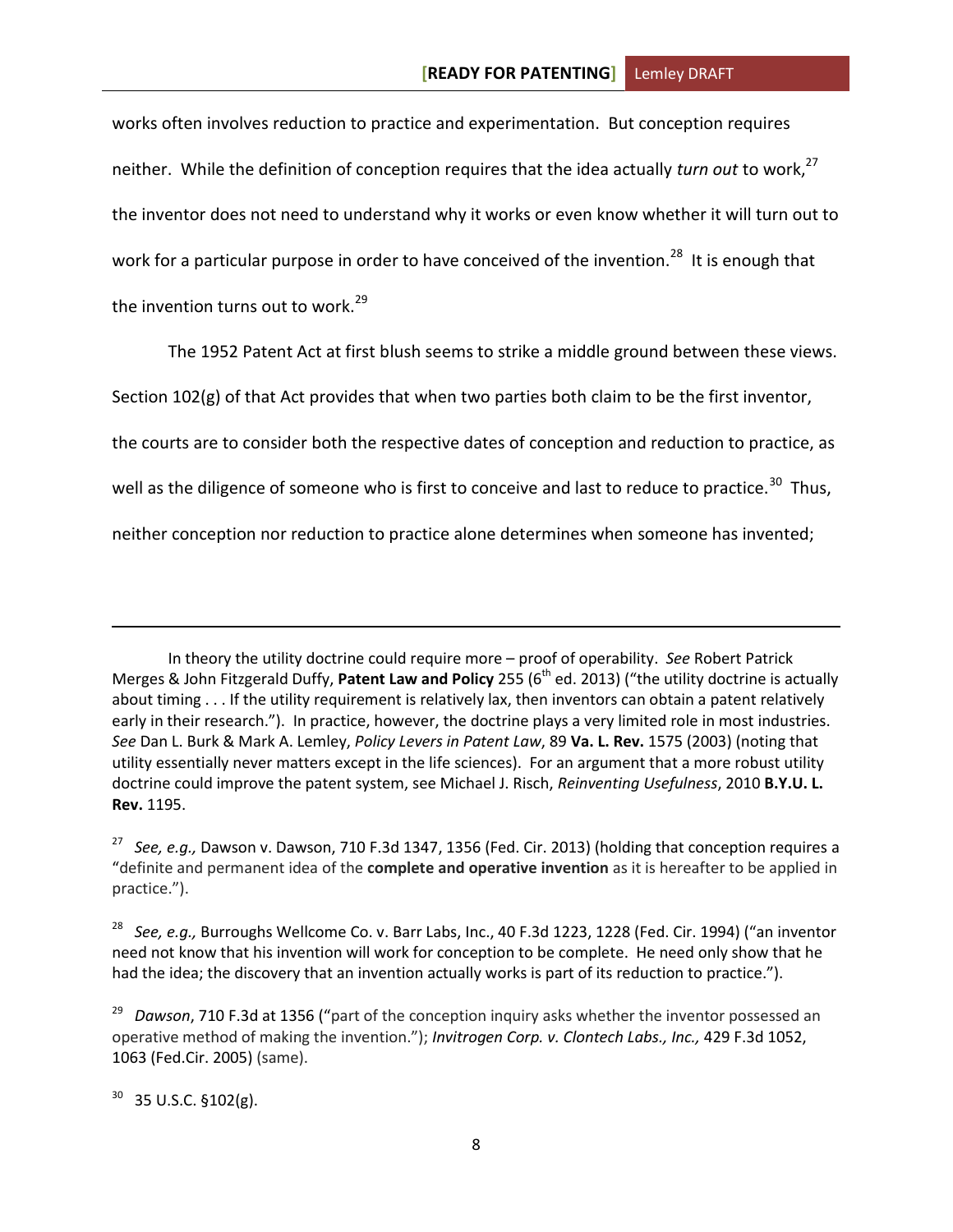works often involves reduction to practice and experimentation. But conception requires neither. While the definition of conception requires that the idea actually *turn out* to work,[27] the inventor does not need to understand why it works or even know whether it will turn out to work for a particular purpose in order to have conceived of the invention.[28] It is enough that the invention turns out to work.[29]

The 1952 Patent Act at first blush seems to strike a middle ground between these views. Section 102(g) of that Act provides that when two parties both claim to be the first inventor, the courts are to consider both the respective dates of conception and reduction to practice, as well as the diligence of someone who is first to conceive and last to reduce to practice.[30] Thus, neither conception nor reduction to practice alone determines when someone has invented;

---

In theory the utility doctrine could require more – proof of operability. *See* Robert Patrick Merges & John Fitzgerald Duffy, **Patent Law and Policy** 255 (6th ed. 2013) ("the utility doctrine is actually about timing . . . If the utility requirement is relatively lax, then inventors can obtain a patent relatively early in their research."). In practice, however, the doctrine plays a very limited role in most industries. *See* Dan L. Burk & Mark A. Lemley, *Policy Levers in Patent Law*, 89 **Va. L. Rev.** 1575 (2003) (noting that utility essentially never matters except in the life sciences). For an argument that a more robust utility doctrine could improve the patent system, see Michael J. Risch, *Reinventing Usefulness*, 2010 **B.Y.U. L. Rev.** 1195.

[27] *See, e.g.,* Dawson v. Dawson, 710 F.3d 1347, 1356 (Fed. Cir. 2013) (holding that conception requires a "definite and permanent idea of the **complete and operative invention** as it is hereafter to be applied in practice.").

[28] *See, e.g.,* Burroughs Wellcome Co. v. Barr Labs, Inc., 40 F.3d 1223, 1228 (Fed. Cir. 1994) ("an inventor need not know that his invention will work for conception to be complete. He need only show that he had the idea; the discovery that an invention actually works is part of its reduction to practice.").

[29] *Dawson*, 710 F.3d at 1356 ("part of the conception inquiry asks whether the inventor possessed an operative method of making the invention."); *Invitrogen Corp. v. Clontech Labs., Inc.,* 429 F.3d 1052, 1063 (Fed.Cir. 2005) (same).

[30] 35 U.S.C. §102(g).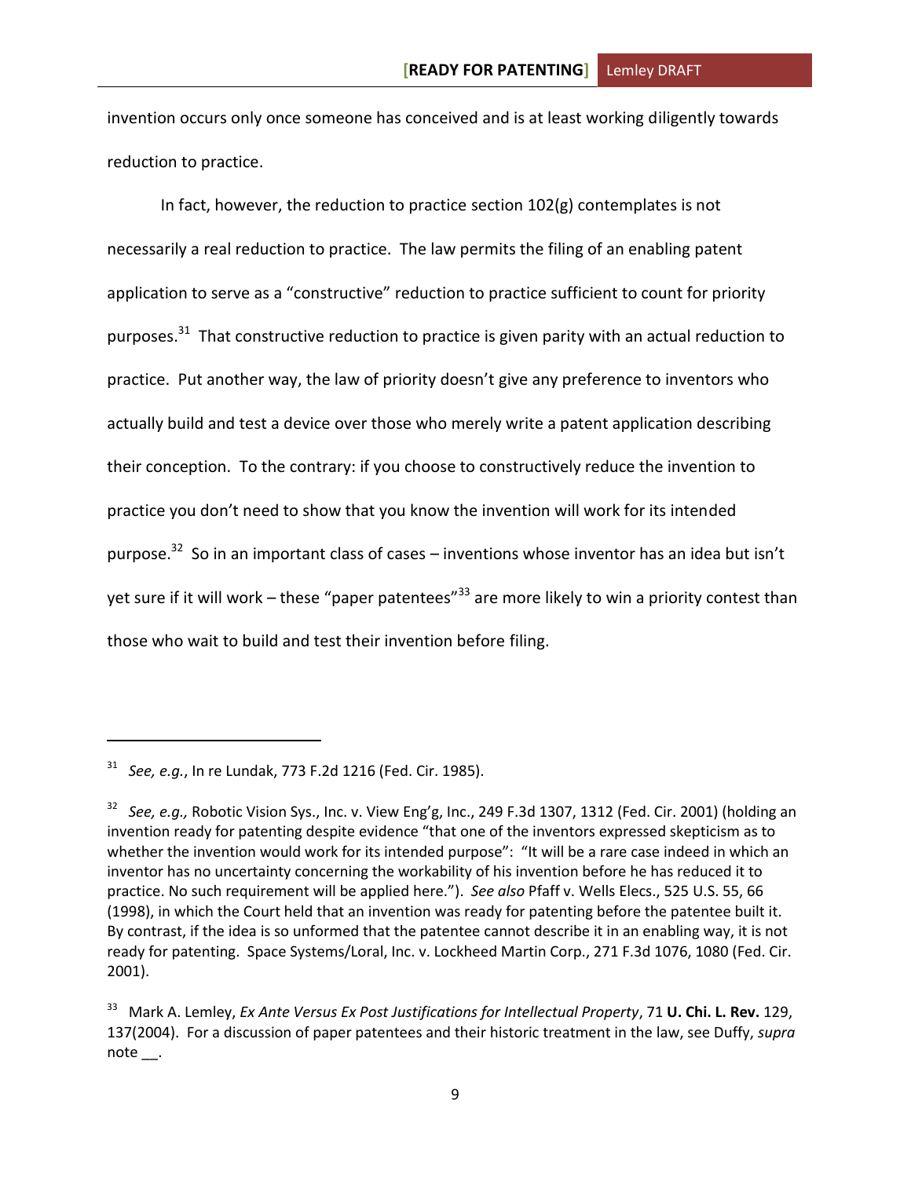invention occurs only once someone has conceived and is at least working diligently towards reduction to practice.

In fact, however, the reduction to practice section 102(g) contemplates is not necessarily a real reduction to practice. The law permits the filing of an enabling patent application to serve as a "constructive" reduction to practice sufficient to count for priority purposes.[31] That constructive reduction to practice is given parity with an actual reduction to practice. Put another way, the law of priority doesn't give any preference to inventors who actually build and test a device over those who merely write a patent application describing their conception. To the contrary: if you choose to constructively reduce the invention to practice you don't need to show that you know the invention will work for its intended purpose.[32] So in an important class of cases – inventions whose inventor has an idea but isn't yet sure if it will work – these "paper patentees"[33] are more likely to win a priority contest than those who wait to build and test their invention before filing.

---

[31] *See, e.g.*, In re Lundak, 773 F.2d 1216 (Fed. Cir. 1985).

[32] *See, e.g.,* Robotic Vision Sys., Inc. v. View Eng'g, Inc., 249 F.3d 1307, 1312 (Fed. Cir. 2001) (holding an invention ready for patenting despite evidence "that one of the inventors expressed skepticism as to whether the invention would work for its intended purpose": "It will be a rare case indeed in which an inventor has no uncertainty concerning the workability of his invention before he has reduced it to practice. No such requirement will be applied here."). *See also* Pfaff v. Wells Elecs., 525 U.S. 55, 66 (1998), in which the Court held that an invention was ready for patenting before the patentee built it. By contrast, if the idea is so unformed that the patentee cannot describe it in an enabling way, it is not ready for patenting. Space Systems/Loral, Inc. v. Lockheed Martin Corp., 271 F.3d 1076, 1080 (Fed. Cir. 2001).

[33] Mark A. Lemley, *Ex Ante Versus Ex Post Justifications for Intellectual Property*, 71 **U. Chi. L. Rev.** 129, 137(2004). For a discussion of paper patentees and their historic treatment in the law, see Duffy, *supra* note __.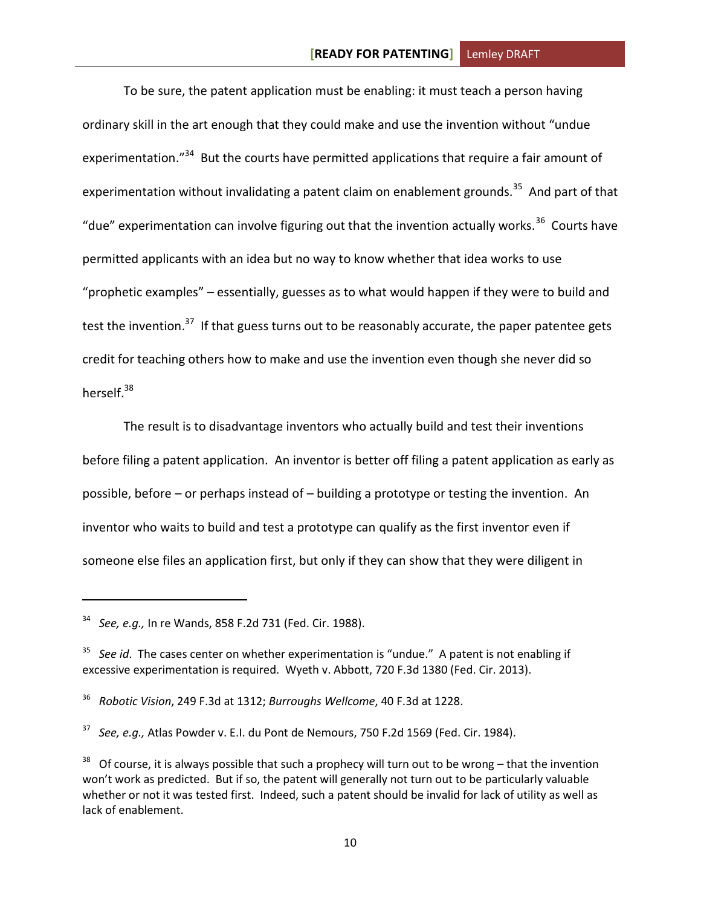To be sure, the patent application must be enabling: it must teach a person having ordinary skill in the art enough that they could make and use the invention without "undue experimentation."[34] But the courts have permitted applications that require a fair amount of experimentation without invalidating a patent claim on enablement grounds.[35] And part of that "due" experimentation can involve figuring out that the invention actually works.[36] Courts have permitted applicants with an idea but no way to know whether that idea works to use "prophetic examples" – essentially, guesses as to what would happen if they were to build and test the invention.[37] If that guess turns out to be reasonably accurate, the paper patentee gets credit for teaching others how to make and use the invention even though she never did so herself.[38]

The result is to disadvantage inventors who actually build and test their inventions before filing a patent application. An inventor is better off filing a patent application as early as possible, before – or perhaps instead of – building a prototype or testing the invention. An inventor who waits to build and test a prototype can qualify as the first inventor even if someone else files an application first, but only if they can show that they were diligent in

---

[34] *See, e.g.,* In re Wands, 858 F.2d 731 (Fed. Cir. 1988).

[35] *See id*. The cases center on whether experimentation is "undue." A patent is not enabling if excessive experimentation is required. Wyeth v. Abbott, 720 F.3d 1380 (Fed. Cir. 2013).

[36] *Robotic Vision*, 249 F.3d at 1312; *Burroughs Wellcome*, 40 F.3d at 1228.

[37] *See, e.g.,* Atlas Powder v. E.I. du Pont de Nemours, 750 F.2d 1569 (Fed. Cir. 1984).

[38] Of course, it is always possible that such a prophecy will turn out to be wrong – that the invention won't work as predicted. But if so, the patent will generally not turn out to be particularly valuable whether or not it was tested first. Indeed, such a patent should be invalid for lack of utility as well as lack of enablement.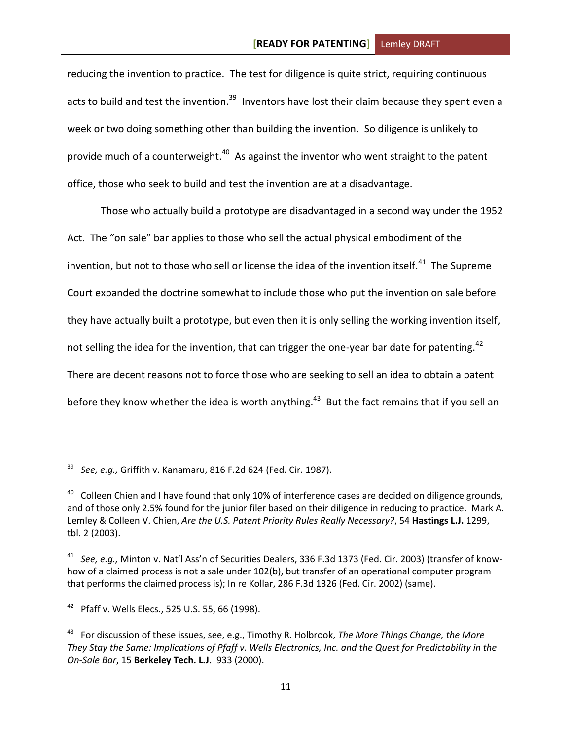reducing the invention to practice. The test for diligence is quite strict, requiring continuous acts to build and test the invention.[39] Inventors have lost their claim because they spent even a week or two doing something other than building the invention. So diligence is unlikely to provide much of a counterweight.[40] As against the inventor who went straight to the patent office, those who seek to build and test the invention are at a disadvantage.

Those who actually build a prototype are disadvantaged in a second way under the 1952 Act. The "on sale" bar applies to those who sell the actual physical embodiment of the invention, but not to those who sell or license the idea of the invention itself.[41] The Supreme Court expanded the doctrine somewhat to include those who put the invention on sale before they have actually built a prototype, but even then it is only selling the working invention itself, not selling the idea for the invention, that can trigger the one-year bar date for patenting.[42] There are decent reasons not to force those who are seeking to sell an idea to obtain a patent before they know whether the idea is worth anything.[43] But the fact remains that if you sell an

---

[39] *See, e.g.,* Griffith v. Kanamaru, 816 F.2d 624 (Fed. Cir. 1987).

[40] Colleen Chien and I have found that only 10% of interference cases are decided on diligence grounds, and of those only 2.5% found for the junior filer based on their diligence in reducing to practice. Mark A. Lemley & Colleen V. Chien, *Are the U.S. Patent Priority Rules Really Necessary?*, 54 **Hastings L.J.** 1299, tbl. 2 (2003).

[41] *See, e.g.,* Minton v. Nat'l Ass'n of Securities Dealers, 336 F.3d 1373 (Fed. Cir. 2003) (transfer of know-how of a claimed process is not a sale under 102(b), but transfer of an operational computer program that performs the claimed process is); In re Kollar, 286 F.3d 1326 (Fed. Cir. 2002) (same).

[42] Pfaff v. Wells Elecs., 525 U.S. 55, 66 (1998).

[43] For discussion of these issues, see, e.g., Timothy R. Holbrook, *The More Things Change, the More They Stay the Same: Implications of Pfaff v. Wells Electronics, Inc. and the Quest for Predictability in the On-Sale Bar*, 15 **Berkeley Tech. L.J.** 933 (2000).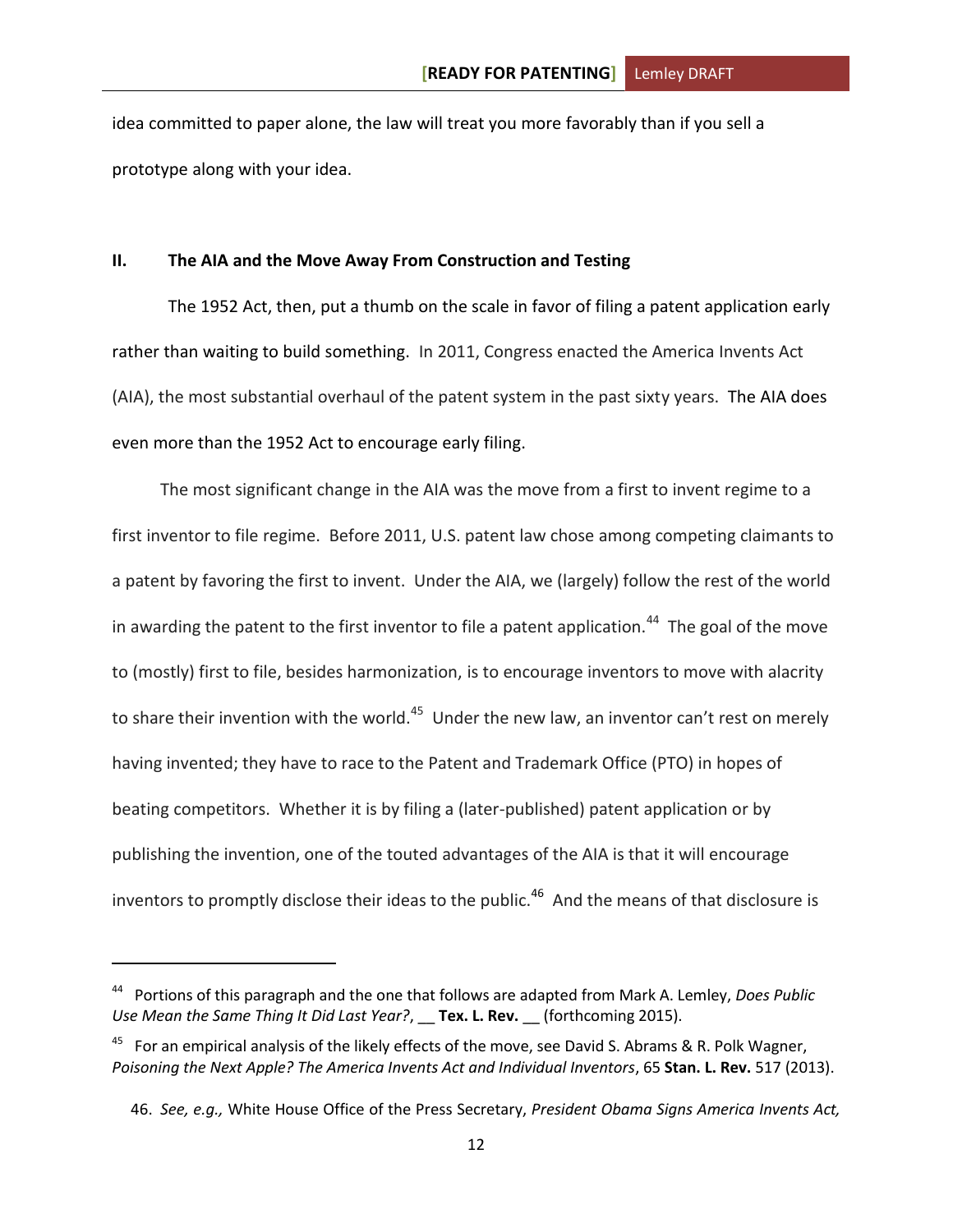idea committed to paper alone, the law will treat you more favorably than if you sell a prototype along with your idea.

## II. The AIA and the Move Away From Construction and Testing

The 1952 Act, then, put a thumb on the scale in favor of filing a patent application early rather than waiting to build something. In 2011, Congress enacted the America Invents Act (AIA), the most substantial overhaul of the patent system in the past sixty years. The AIA does even more than the 1952 Act to encourage early filing.

The most significant change in the AIA was the move from a first to invent regime to a first inventor to file regime. Before 2011, U.S. patent law chose among competing claimants to a patent by favoring the first to invent. Under the AIA, we (largely) follow the rest of the world in awarding the patent to the first inventor to file a patent application.[44] The goal of the move to (mostly) first to file, besides harmonization, is to encourage inventors to move with alacrity to share their invention with the world.[45] Under the new law, an inventor can't rest on merely having invented; they have to race to the Patent and Trademark Office (PTO) in hopes of beating competitors. Whether it is by filing a (later-published) patent application or by publishing the invention, one of the touted advantages of the AIA is that it will encourage inventors to promptly disclose their ideas to the public.[46] And the means of that disclosure is

---

[44] Portions of this paragraph and the one that follows are adapted from Mark A. Lemley, *Does Public Use Mean the Same Thing It Did Last Year?*, __ **Tex. L. Rev.** __ (forthcoming 2015).

[45] For an empirical analysis of the likely effects of the move, see David S. Abrams & R. Polk Wagner, *Poisoning the Next Apple? The America Invents Act and Individual Inventors*, 65 **Stan. L. Rev.** 517 (2013).

46. *See, e.g.,* White House Office of the Press Secretary, *President Obama Signs America Invents Act,*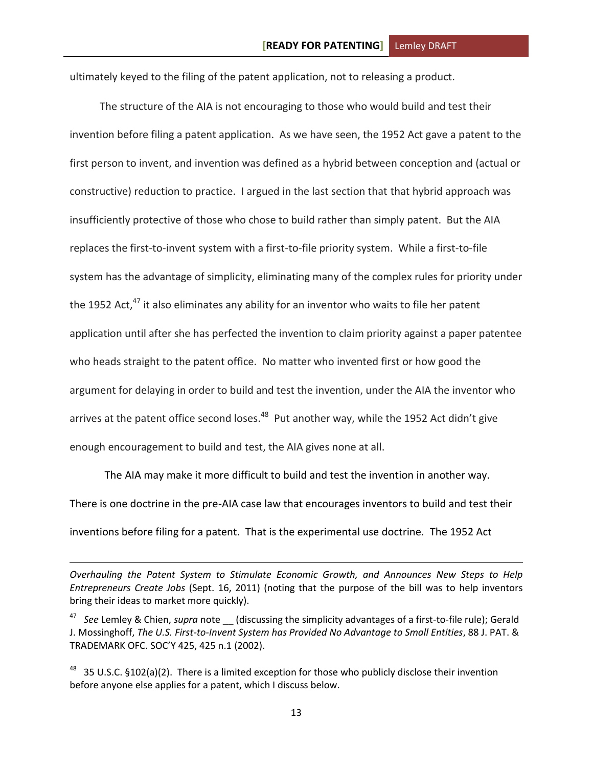ultimately keyed to the filing of the patent application, not to releasing a product.

The structure of the AIA is not encouraging to those who would build and test their invention before filing a patent application. As we have seen, the 1952 Act gave a patent to the first person to invent, and invention was defined as a hybrid between conception and (actual or constructive) reduction to practice. I argued in the last section that that hybrid approach was insufficiently protective of those who chose to build rather than simply patent. But the AIA replaces the first-to-invent system with a first-to-file priority system. While a first-to-file system has the advantage of simplicity, eliminating many of the complex rules for priority under the 1952 Act,[47] it also eliminates any ability for an inventor who waits to file her patent application until after she has perfected the invention to claim priority against a paper patentee who heads straight to the patent office. No matter who invented first or how good the argument for delaying in order to build and test the invention, under the AIA the inventor who arrives at the patent office second loses.[48] Put another way, while the 1952 Act didn't give enough encouragement to build and test, the AIA gives none at all.

The AIA may make it more difficult to build and test the invention in another way. There is one doctrine in the pre-AIA case law that encourages inventors to build and test their inventions before filing for a patent. That is the experimental use doctrine. The 1952 Act

---

*Overhauling the Patent System to Stimulate Economic Growth, and Announces New Steps to Help Entrepreneurs Create Jobs* (Sept. 16, 2011) (noting that the purpose of the bill was to help inventors bring their ideas to market more quickly).

[47] *See* Lemley & Chien, *supra* note __ (discussing the simplicity advantages of a first-to-file rule); Gerald J. Mossinghoff, *The U.S. First-to-Invent System has Provided No Advantage to Small Entities*, 88 J. PAT. & TRADEMARK OFC. SOC'Y 425, 425 n.1 (2002).

[48] 35 U.S.C. §102(a)(2). There is a limited exception for those who publicly disclose their invention before anyone else applies for a patent, which I discuss below.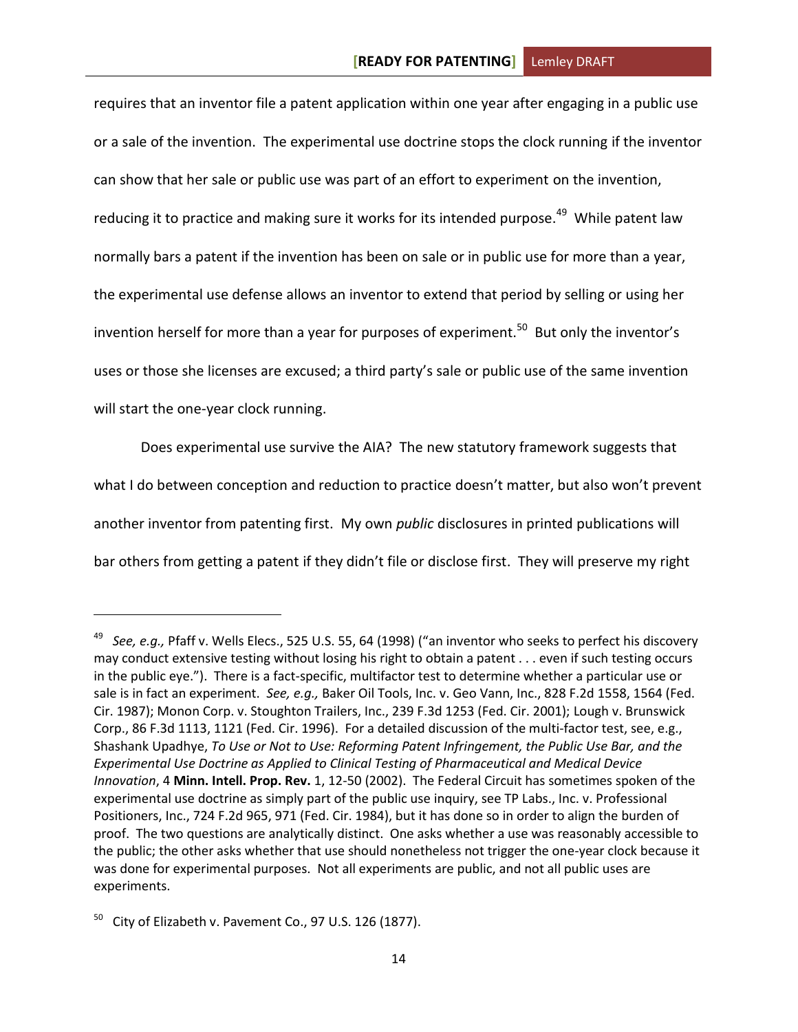requires that an inventor file a patent application within one year after engaging in a public use or a sale of the invention. The experimental use doctrine stops the clock running if the inventor can show that her sale or public use was part of an effort to experiment on the invention, reducing it to practice and making sure it works for its intended purpose.[49] While patent law normally bars a patent if the invention has been on sale or in public use for more than a year, the experimental use defense allows an inventor to extend that period by selling or using her invention herself for more than a year for purposes of experiment.[50] But only the inventor's uses or those she licenses are excused; a third party's sale or public use of the same invention will start the one-year clock running.

Does experimental use survive the AIA? The new statutory framework suggests that what I do between conception and reduction to practice doesn't matter, but also won't prevent another inventor from patenting first. My own *public* disclosures in printed publications will bar others from getting a patent if they didn't file or disclose first. They will preserve my right

---

[49] *See, e.g.,* Pfaff v. Wells Elecs., 525 U.S. 55, 64 (1998) ("an inventor who seeks to perfect his discovery may conduct extensive testing without losing his right to obtain a patent . . . even if such testing occurs in the public eye."). There is a fact-specific, multifactor test to determine whether a particular use or sale is in fact an experiment. *See, e.g.,* Baker Oil Tools, Inc. v. Geo Vann, Inc., 828 F.2d 1558, 1564 (Fed. Cir. 1987); Monon Corp. v. Stoughton Trailers, Inc., 239 F.3d 1253 (Fed. Cir. 2001); Lough v. Brunswick Corp., 86 F.3d 1113, 1121 (Fed. Cir. 1996). For a detailed discussion of the multi-factor test, see, e.g., Shashank Upadhye, *To Use or Not to Use: Reforming Patent Infringement, the Public Use Bar, and the Experimental Use Doctrine as Applied to Clinical Testing of Pharmaceutical and Medical Device Innovation*, 4 **Minn. Intell. Prop. Rev.** 1, 12-50 (2002). The Federal Circuit has sometimes spoken of the experimental use doctrine as simply part of the public use inquiry, see TP Labs., Inc. v. Professional Positioners, Inc., 724 F.2d 965, 971 (Fed. Cir. 1984), but it has done so in order to align the burden of proof. The two questions are analytically distinct. One asks whether a use was reasonably accessible to the public; the other asks whether that use should nonetheless not trigger the one-year clock because it was done for experimental purposes. Not all experiments are public, and not all public uses are experiments.

[50] City of Elizabeth v. Pavement Co., 97 U.S. 126 (1877).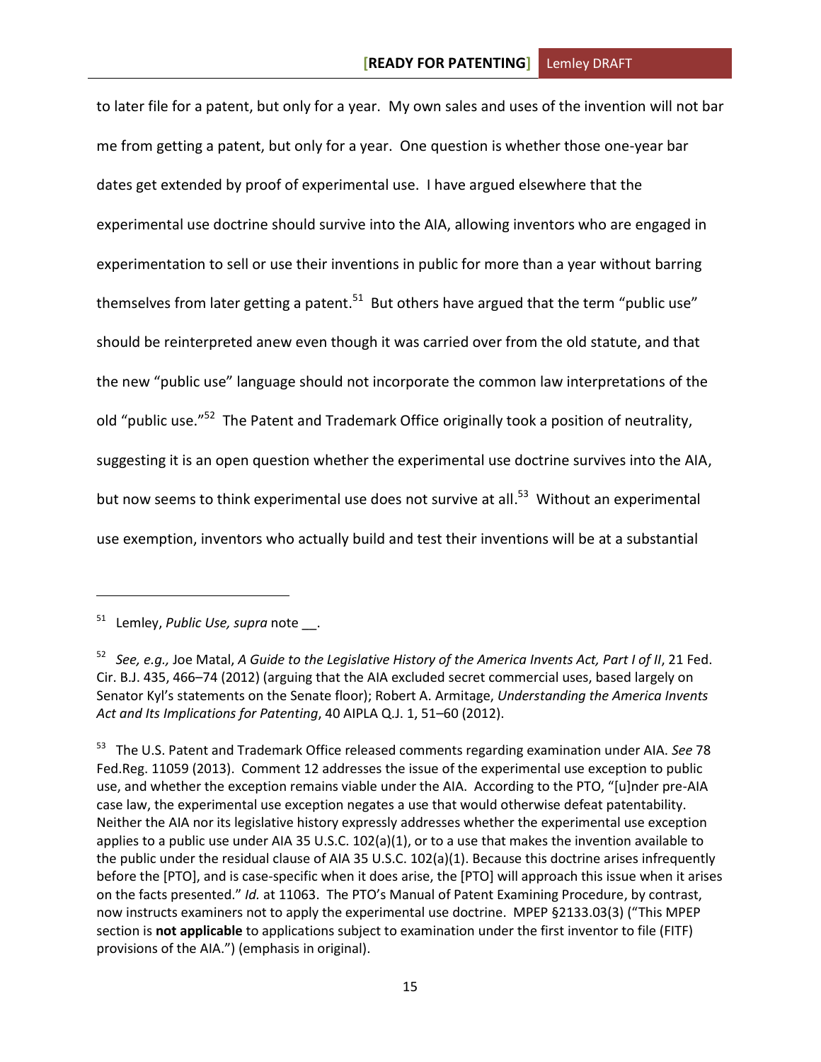to later file for a patent, but only for a year. My own sales and uses of the invention will not bar me from getting a patent, but only for a year. One question is whether those one-year bar dates get extended by proof of experimental use. I have argued elsewhere that the experimental use doctrine should survive into the AIA, allowing inventors who are engaged in experimentation to sell or use their inventions in public for more than a year without barring themselves from later getting a patent.[51] But others have argued that the term "public use" should be reinterpreted anew even though it was carried over from the old statute, and that the new "public use" language should not incorporate the common law interpretations of the old "public use."[52] The Patent and Trademark Office originally took a position of neutrality, suggesting it is an open question whether the experimental use doctrine survives into the AIA, but now seems to think experimental use does not survive at all.[53] Without an experimental use exemption, inventors who actually build and test their inventions will be at a substantial

---

[51] Lemley, *Public Use, supra* note __.

[52] *See, e.g.,* Joe Matal, *A Guide to the Legislative History of the America Invents Act, Part I of II*, 21 Fed. Cir. B.J. 435, 466–74 (2012) (arguing that the AIA excluded secret commercial uses, based largely on Senator Kyl's statements on the Senate floor); Robert A. Armitage, *Understanding the America Invents Act and Its Implications for Patenting*, 40 AIPLA Q.J. 1, 51–60 (2012).

[53] The U.S. Patent and Trademark Office released comments regarding examination under AIA. *See* 78 Fed.Reg. 11059 (2013). Comment 12 addresses the issue of the experimental use exception to public use, and whether the exception remains viable under the AIA. According to the PTO, "[u]nder pre-AIA case law, the experimental use exception negates a use that would otherwise defeat patentability. Neither the AIA nor its legislative history expressly addresses whether the experimental use exception applies to a public use under AIA 35 U.S.C. 102(a)(1), or to a use that makes the invention available to the public under the residual clause of AIA 35 U.S.C. 102(a)(1). Because this doctrine arises infrequently before the [PTO], and is case-specific when it does arise, the [PTO] will approach this issue when it arises on the facts presented." *Id.* at 11063. The PTO's Manual of Patent Examining Procedure, by contrast, now instructs examiners not to apply the experimental use doctrine. MPEP §2133.03(3) ("This MPEP section is **not applicable** to applications subject to examination under the first inventor to file (FITF) provisions of the AIA.") (emphasis in original).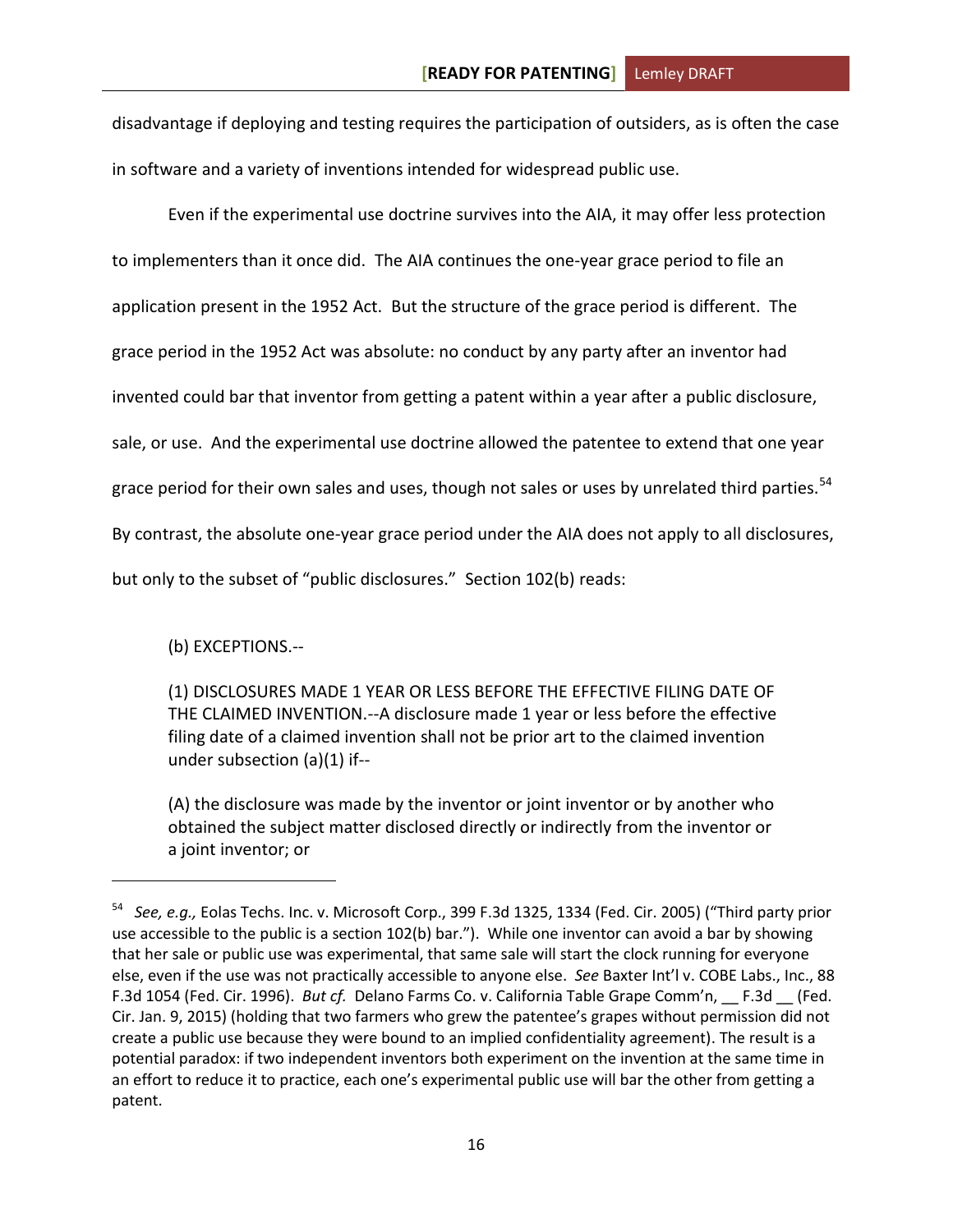disadvantage if deploying and testing requires the participation of outsiders, as is often the case in software and a variety of inventions intended for widespread public use.

Even if the experimental use doctrine survives into the AIA, it may offer less protection to implementers than it once did. The AIA continues the one-year grace period to file an application present in the 1952 Act. But the structure of the grace period is different. The grace period in the 1952 Act was absolute: no conduct by any party after an inventor had invented could bar that inventor from getting a patent within a year after a public disclosure, sale, or use. And the experimental use doctrine allowed the patentee to extend that one year grace period for their own sales and uses, though not sales or uses by unrelated third parties.[54] By contrast, the absolute one-year grace period under the AIA does not apply to all disclosures, but only to the subset of "public disclosures." Section 102(b) reads:

> (b) EXCEPTIONS.--
>
> (1) DISCLOSURES MADE 1 YEAR OR LESS BEFORE THE EFFECTIVE FILING DATE OF THE CLAIMED INVENTION.--A disclosure made 1 year or less before the effective filing date of a claimed invention shall not be prior art to the claimed invention under subsection (a)(1) if--
>
> (A) the disclosure was made by the inventor or joint inventor or by another who obtained the subject matter disclosed directly or indirectly from the inventor or a joint inventor; or

---

[54] *See, e.g.,* Eolas Techs. Inc. v. Microsoft Corp., 399 F.3d 1325, 1334 (Fed. Cir. 2005) ("Third party prior use accessible to the public is a section 102(b) bar."). While one inventor can avoid a bar by showing that her sale or public use was experimental, that same sale will start the clock running for everyone else, even if the use was not practically accessible to anyone else. *See* Baxter Int'l v. COBE Labs., Inc., 88 F.3d 1054 (Fed. Cir. 1996). *But cf.* Delano Farms Co. v. California Table Grape Comm'n, __ F.3d __ (Fed. Cir. Jan. 9, 2015) (holding that two farmers who grew the patentee's grapes without permission did not create a public use because they were bound to an implied confidentiality agreement). The result is a potential paradox: if two independent inventors both experiment on the invention at the same time in an effort to reduce it to practice, each one's experimental public use will bar the other from getting a patent.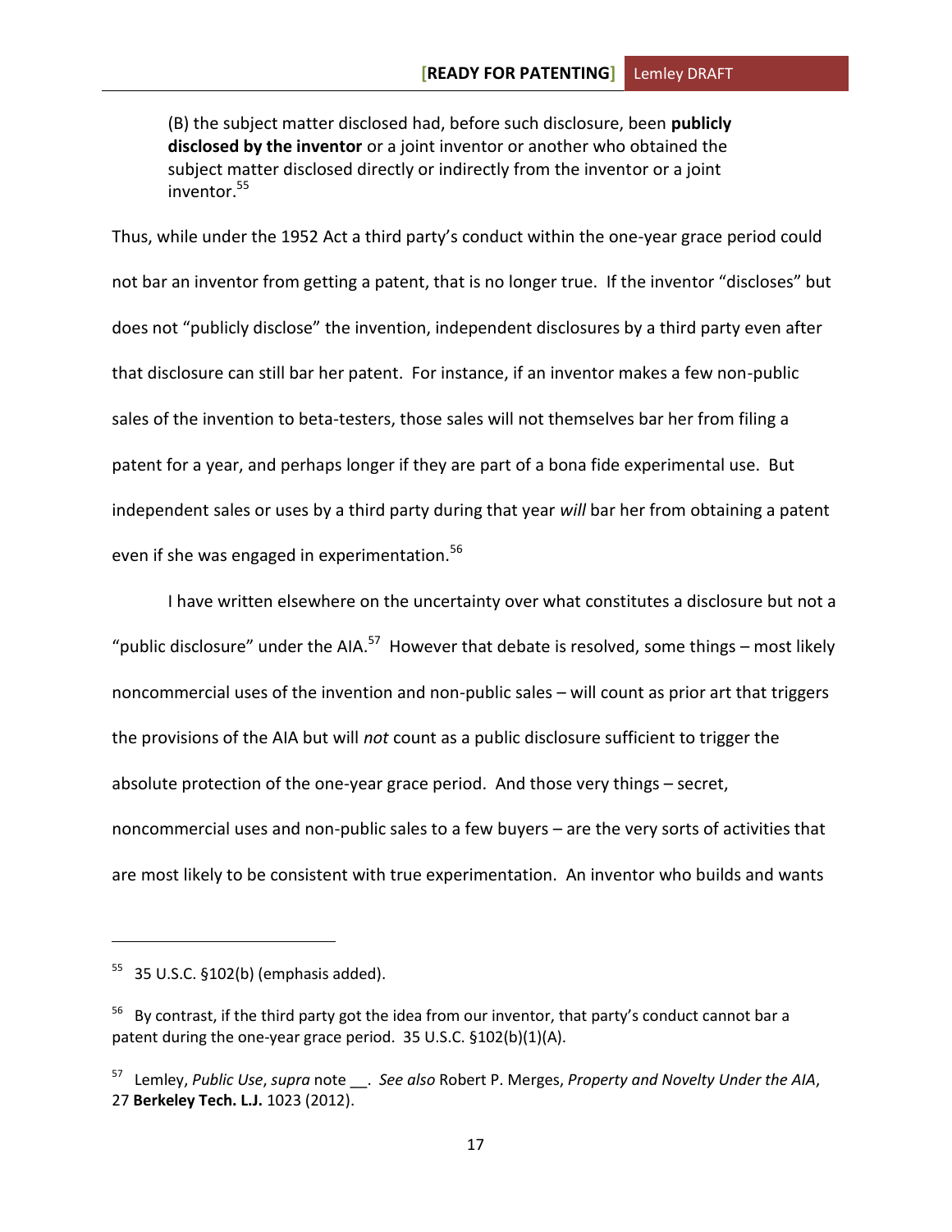> (B) the subject matter disclosed had, before such disclosure, been **publicly disclosed by the inventor** or a joint inventor or another who obtained the subject matter disclosed directly or indirectly from the inventor or a joint inventor.[55]

Thus, while under the 1952 Act a third party's conduct within the one-year grace period could not bar an inventor from getting a patent, that is no longer true. If the inventor "discloses" but does not "publicly disclose" the invention, independent disclosures by a third party even after that disclosure can still bar her patent. For instance, if an inventor makes a few non-public sales of the invention to beta-testers, those sales will not themselves bar her from filing a patent for a year, and perhaps longer if they are part of a bona fide experimental use. But independent sales or uses by a third party during that year *will* bar her from obtaining a patent even if she was engaged in experimentation.[56]

I have written elsewhere on the uncertainty over what constitutes a disclosure but not a "public disclosure" under the AIA.[57] However that debate is resolved, some things – most likely noncommercial uses of the invention and non-public sales – will count as prior art that triggers the provisions of the AIA but will *not* count as a public disclosure sufficient to trigger the absolute protection of the one-year grace period. And those very things – secret, noncommercial uses and non-public sales to a few buyers – are the very sorts of activities that are most likely to be consistent with true experimentation. An inventor who builds and wants

---

[55] 35 U.S.C. §102(b) (emphasis added).

[56] By contrast, if the third party got the idea from our inventor, that party's conduct cannot bar a patent during the one-year grace period. 35 U.S.C. §102(b)(1)(A).

[57] Lemley, *Public Use*, *supra* note __. *See also* Robert P. Merges, *Property and Novelty Under the AIA*, 27 **Berkeley Tech. L.J.** 1023 (2012).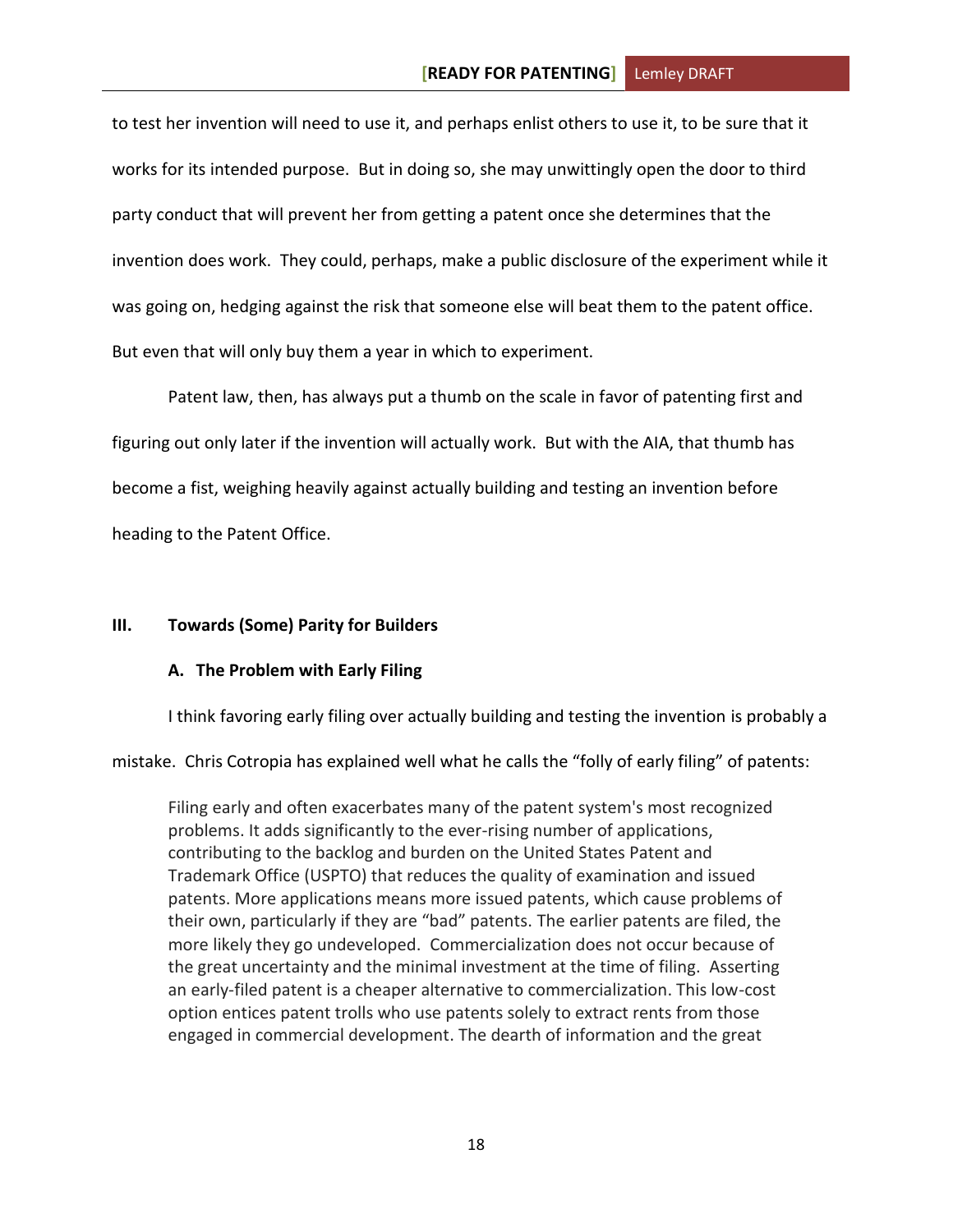to test her invention will need to use it, and perhaps enlist others to use it, to be sure that it works for its intended purpose. But in doing so, she may unwittingly open the door to third party conduct that will prevent her from getting a patent once she determines that the invention does work. They could, perhaps, make a public disclosure of the experiment while it was going on, hedging against the risk that someone else will beat them to the patent office. But even that will only buy them a year in which to experiment.

Patent law, then, has always put a thumb on the scale in favor of patenting first and figuring out only later if the invention will actually work. But with the AIA, that thumb has become a fist, weighing heavily against actually building and testing an invention before heading to the Patent Office.

## III. Towards (Some) Parity for Builders

### A. The Problem with Early Filing

I think favoring early filing over actually building and testing the invention is probably a mistake. Chris Cotropia has explained well what he calls the "folly of early filing" of patents:

> Filing early and often exacerbates many of the patent system's most recognized problems. It adds significantly to the ever-rising number of applications, contributing to the backlog and burden on the United States Patent and Trademark Office (USPTO) that reduces the quality of examination and issued patents. More applications means more issued patents, which cause problems of their own, particularly if they are "bad" patents. The earlier patents are filed, the more likely they go undeveloped. Commercialization does not occur because of the great uncertainty and the minimal investment at the time of filing. Asserting an early-filed patent is a cheaper alternative to commercialization. This low-cost option entices patent trolls who use patents solely to extract rents from those engaged in commercial development. The dearth of information and the great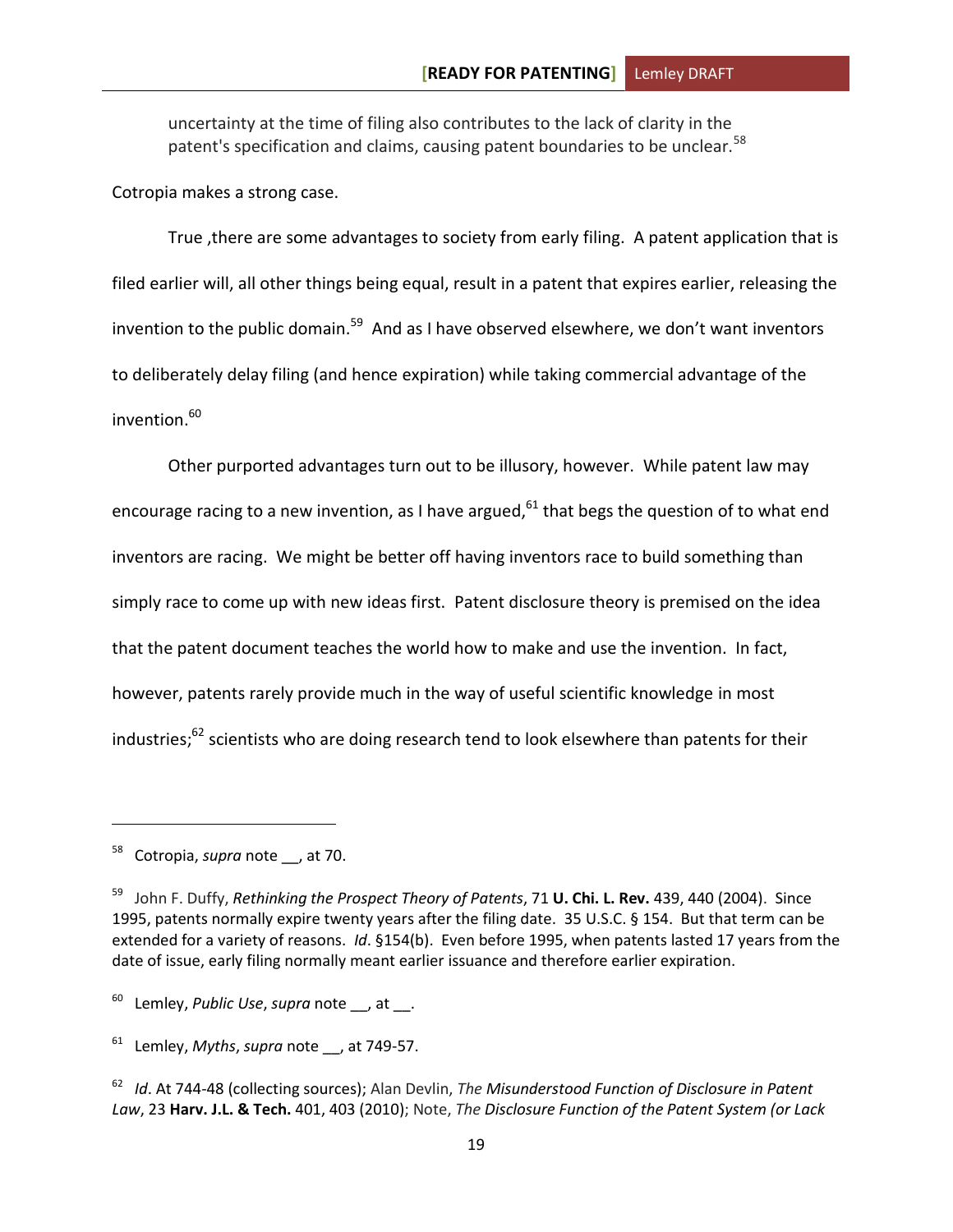uncertainty at the time of filing also contributes to the lack of clarity in the patent's specification and claims, causing patent boundaries to be unclear.[58]

Cotropia makes a strong case.

True ,there are some advantages to society from early filing. A patent application that is filed earlier will, all other things being equal, result in a patent that expires earlier, releasing the invention to the public domain.[59] And as I have observed elsewhere, we don't want inventors to deliberately delay filing (and hence expiration) while taking commercial advantage of the invention.[60]

Other purported advantages turn out to be illusory, however. While patent law may encourage racing to a new invention, as I have argued,[61] that begs the question of to what end inventors are racing. We might be better off having inventors race to build something than simply race to come up with new ideas first. Patent disclosure theory is premised on the idea that the patent document teaches the world how to make and use the invention. In fact, however, patents rarely provide much in the way of useful scientific knowledge in most industries;[62] scientists who are doing research tend to look elsewhere than patents for their

---

[58] Cotropia, *supra* note __, at 70.

[59] John F. Duffy, *Rethinking the Prospect Theory of Patents*, 71 **U. Chi. L. Rev.** 439, 440 (2004). Since 1995, patents normally expire twenty years after the filing date. 35 U.S.C. § 154. But that term can be extended for a variety of reasons. *Id*. §154(b). Even before 1995, when patents lasted 17 years from the date of issue, early filing normally meant earlier issuance and therefore earlier expiration.

[60] Lemley, *Public Use*, *supra* note __, at __.

[61] Lemley, *Myths*, *supra* note __, at 749-57.

[62] *Id*. At 744-48 (collecting sources); Alan Devlin, *The Misunderstood Function of Disclosure in Patent Law*, 23 **Harv. J.L. & Tech.** 401, 403 (2010); Note, *The Disclosure Function of the Patent System (or Lack*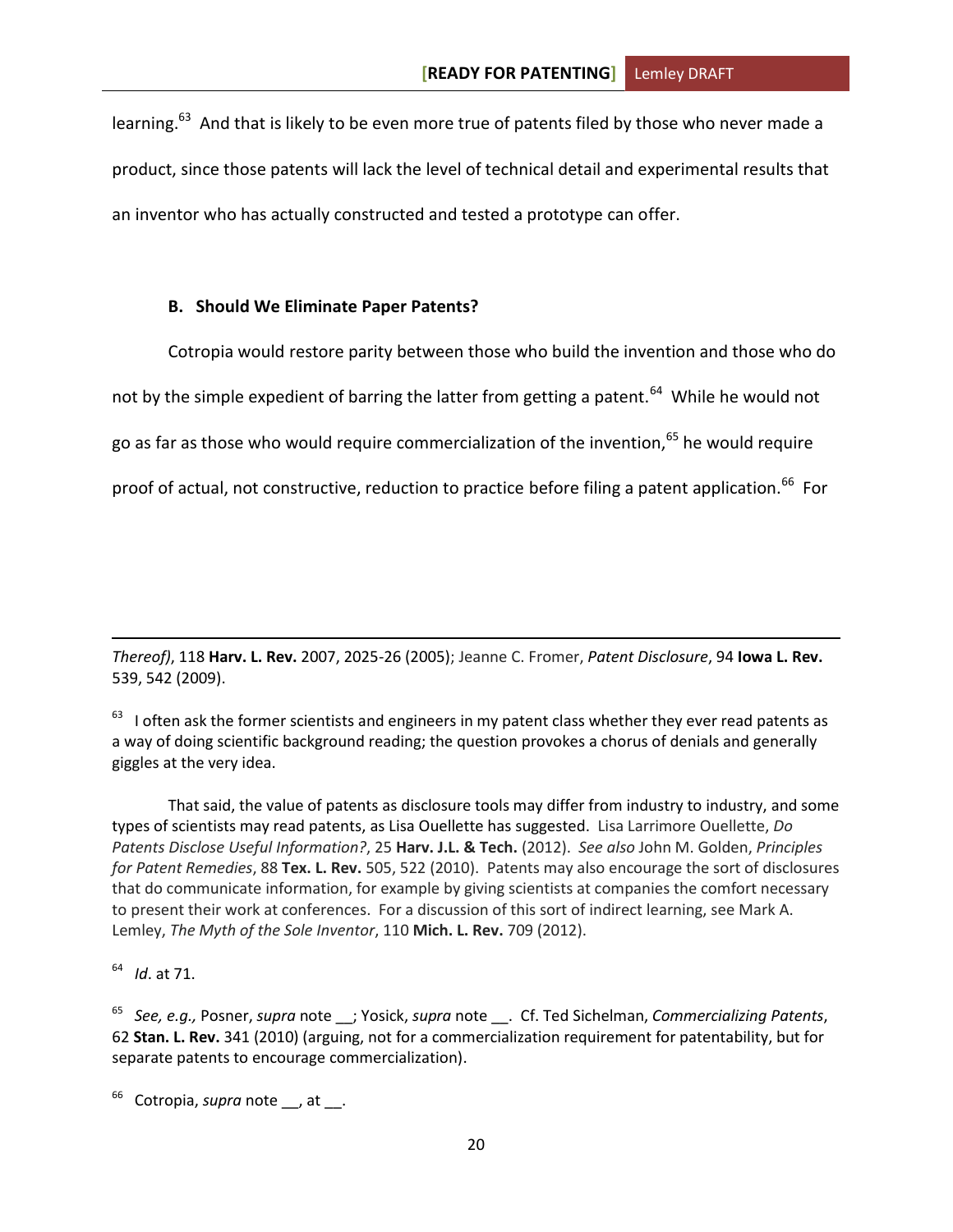learning.[63] And that is likely to be even more true of patents filed by those who never made a product, since those patents will lack the level of technical detail and experimental results that an inventor who has actually constructed and tested a prototype can offer.

### B. Should We Eliminate Paper Patents?

Cotropia would restore parity between those who build the invention and those who do not by the simple expedient of barring the latter from getting a patent.[64] While he would not go as far as those who would require commercialization of the invention,[65] he would require proof of actual, not constructive, reduction to practice before filing a patent application.[66] For

---

*Thereof)*, 118 **Harv. L. Rev.** 2007, 2025-26 (2005); Jeanne C. Fromer, *Patent Disclosure*, 94 **Iowa L. Rev.** 539, 542 (2009).

[63] I often ask the former scientists and engineers in my patent class whether they ever read patents as a way of doing scientific background reading; the question provokes a chorus of denials and generally giggles at the very idea.

That said, the value of patents as disclosure tools may differ from industry to industry, and some types of scientists may read patents, as Lisa Ouellette has suggested. Lisa Larrimore Ouellette, *Do Patents Disclose Useful Information?*, 25 **Harv. J.L. & Tech.** (2012). *See also* John M. Golden, *Principles for Patent Remedies*, 88 **Tex. L. Rev.** 505, 522 (2010). Patents may also encourage the sort of disclosures that do communicate information, for example by giving scientists at companies the comfort necessary to present their work at conferences. For a discussion of this sort of indirect learning, see Mark A. Lemley, *The Myth of the Sole Inventor*, 110 **Mich. L. Rev.** 709 (2012).

[64] *Id*. at 71.

[65] *See, e.g.,* Posner, *supra* note __; Yosick, *supra* note __. Cf. Ted Sichelman, *Commercializing Patents*, 62 **Stan. L. Rev.** 341 (2010) (arguing, not for a commercialization requirement for patentability, but for separate patents to encourage commercialization).

[66] Cotropia, *supra* note __, at __.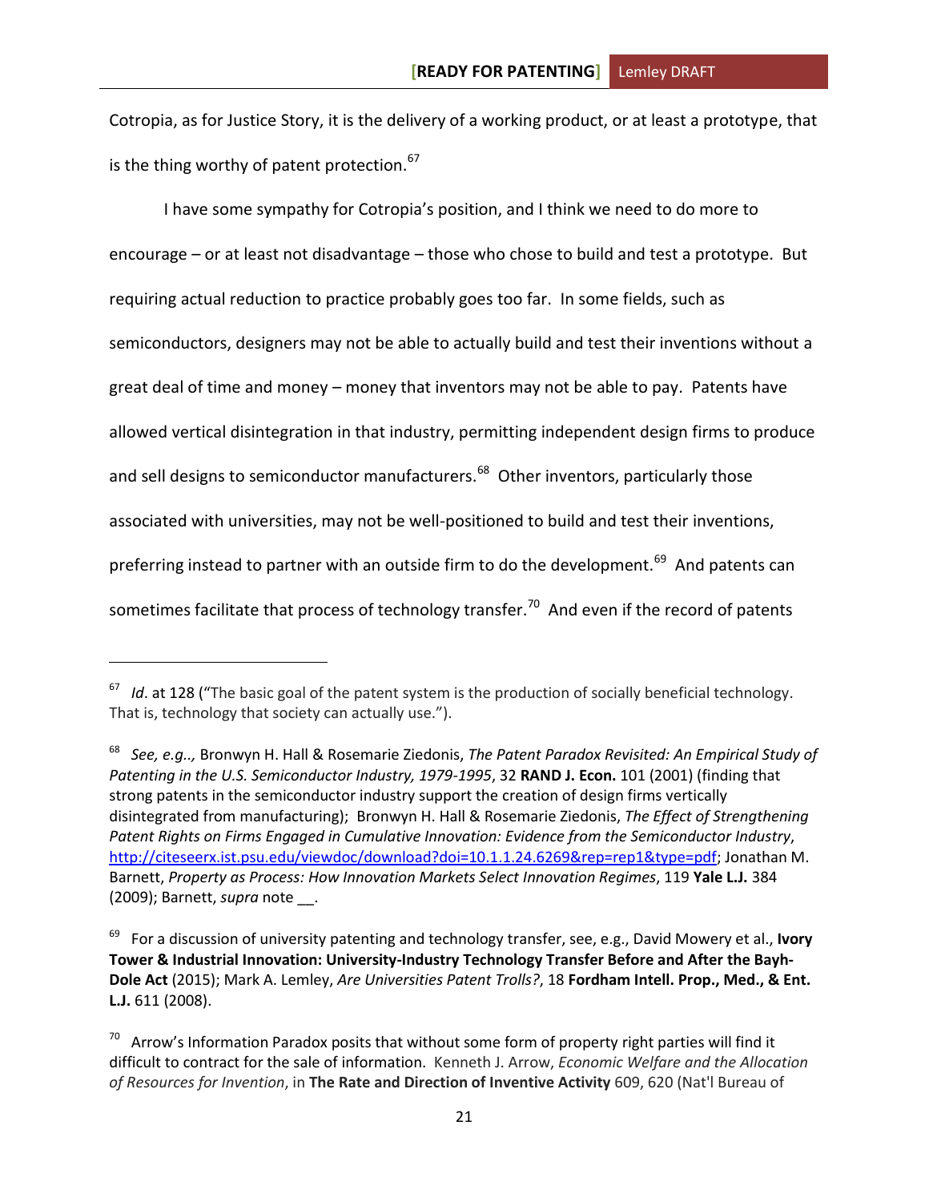Cotropia, as for Justice Story, it is the delivery of a working product, or at least a prototype, that is the thing worthy of patent protection.[67]

I have some sympathy for Cotropia's position, and I think we need to do more to encourage – or at least not disadvantage – those who chose to build and test a prototype. But requiring actual reduction to practice probably goes too far. In some fields, such as semiconductors, designers may not be able to actually build and test their inventions without a great deal of time and money – money that inventors may not be able to pay. Patents have allowed vertical disintegration in that industry, permitting independent design firms to produce and sell designs to semiconductor manufacturers.[68] Other inventors, particularly those associated with universities, may not be well-positioned to build and test their inventions, preferring instead to partner with an outside firm to do the development.[69] And patents can sometimes facilitate that process of technology transfer.[70] And even if the record of patents

---

[67] *Id*. at 128 ("The basic goal of the patent system is the production of socially beneficial technology. That is, technology that society can actually use.").

[68] *See, e.g.,,* Bronwyn H. Hall & Rosemarie Ziedonis, *The Patent Paradox Revisited: An Empirical Study of Patenting in the U.S. Semiconductor Industry, 1979-1995*, 32 **RAND J. Econ.** 101 (2001) (finding that strong patents in the semiconductor industry support the creation of design firms vertically disintegrated from manufacturing); Bronwyn H. Hall & Rosemarie Ziedonis, *The Effect of Strengthening Patent Rights on Firms Engaged in Cumulative Innovation: Evidence from the Semiconductor Industry*, http://citeseerx.ist.psu.edu/viewdoc/download?doi=10.1.1.24.6269&rep=rep1&type=pdf; Jonathan M. Barnett, *Property as Process: How Innovation Markets Select Innovation Regimes*, 119 **Yale L.J.** 384 (2009); Barnett, *supra* note __.

[69] For a discussion of university patenting and technology transfer, see, e.g., David Mowery et al., **Ivory Tower & Industrial Innovation: University-Industry Technology Transfer Before and After the Bayh-Dole Act** (2015); Mark A. Lemley, *Are Universities Patent Trolls?*, 18 **Fordham Intell. Prop., Med., & Ent. L.J.** 611 (2008).

[70] Arrow's Information Paradox posits that without some form of property right parties will find it difficult to contract for the sale of information. Kenneth J. Arrow, *Economic Welfare and the Allocation of Resources for Invention*, in **The Rate and Direction of Inventive Activity** 609, 620 (Nat'l Bureau of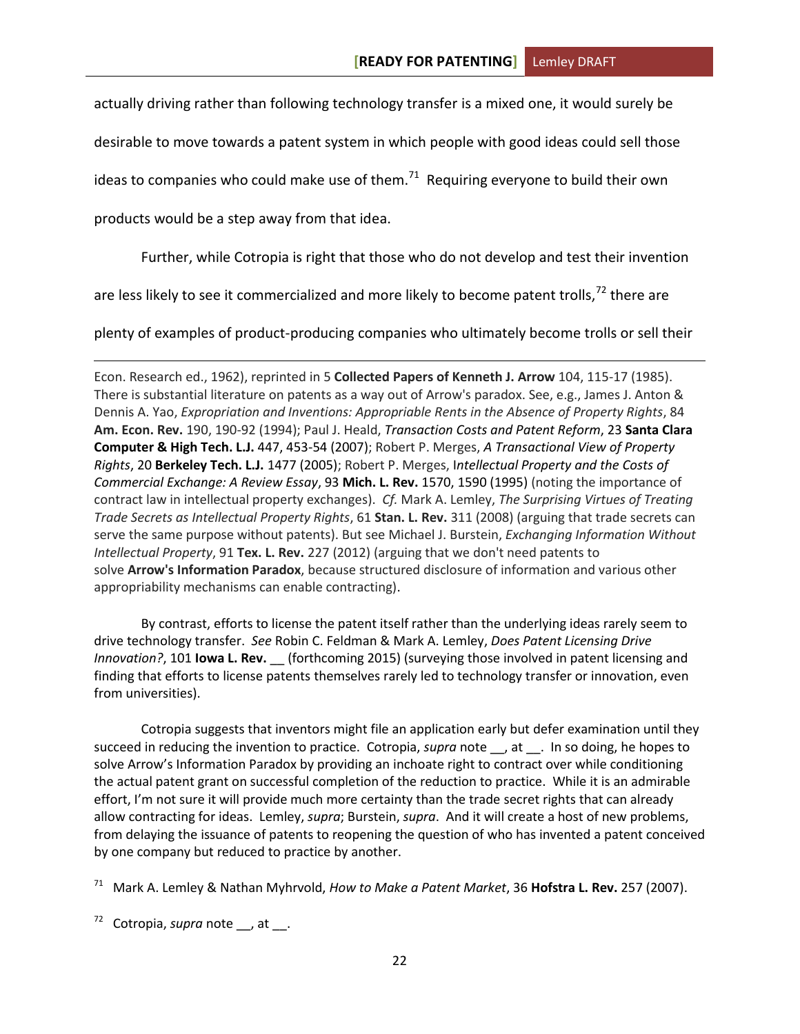actually driving rather than following technology transfer is a mixed one, it would surely be desirable to move towards a patent system in which people with good ideas could sell those ideas to companies who could make use of them.[71] Requiring everyone to build their own products would be a step away from that idea.

Further, while Cotropia is right that those who do not develop and test their invention are less likely to see it commercialized and more likely to become patent trolls,[72] there are plenty of examples of product-producing companies who ultimately become trolls or sell their

---

Econ. Research ed., 1962), reprinted in 5 **Collected Papers of Kenneth J. Arrow** 104, 115-17 (1985). There is substantial literature on patents as a way out of Arrow's paradox. See, e.g., James J. Anton & Dennis A. Yao, *Expropriation and Inventions: Appropriable Rents in the Absence of Property Rights*, 84 **Am. Econ. Rev.** 190, 190-92 (1994); Paul J. Heald, *Transaction Costs and Patent Reform*, 23 **Santa Clara Computer & High Tech. L.J.** 447, 453-54 (2007); Robert P. Merges, *A Transactional View of Property Rights*, 20 **Berkeley Tech. L.J.** 1477 (2005); Robert P. Merges, *Intellectual Property and the Costs of Commercial Exchange: A Review Essay*, 93 **Mich. L. Rev.** 1570, 1590 (1995) (noting the importance of contract law in intellectual property exchanges). *Cf.* Mark A. Lemley, *The Surprising Virtues of Treating Trade Secrets as Intellectual Property Rights*, 61 **Stan. L. Rev.** 311 (2008) (arguing that trade secrets can serve the same purpose without patents). But see Michael J. Burstein, *Exchanging Information Without Intellectual Property*, 91 **Tex. L. Rev.** 227 (2012) (arguing that we don't need patents to solve **Arrow's Information Paradox**, because structured disclosure of information and various other appropriability mechanisms can enable contracting).

By contrast, efforts to license the patent itself rather than the underlying ideas rarely seem to drive technology transfer. *See* Robin C. Feldman & Mark A. Lemley, *Does Patent Licensing Drive Innovation?*, 101 **Iowa L. Rev.** __ (forthcoming 2015) (surveying those involved in patent licensing and finding that efforts to license patents themselves rarely led to technology transfer or innovation, even from universities).

Cotropia suggests that inventors might file an application early but defer examination until they succeed in reducing the invention to practice. Cotropia, *supra* note __, at __. In so doing, he hopes to solve Arrow's Information Paradox by providing an inchoate right to contract over while conditioning the actual patent grant on successful completion of the reduction to practice. While it is an admirable effort, I'm not sure it will provide much more certainty than the trade secret rights that can already allow contracting for ideas. Lemley, *supra*; Burstein, *supra*. And it will create a host of new problems, from delaying the issuance of patents to reopening the question of who has invented a patent conceived by one company but reduced to practice by another.

[71] Mark A. Lemley & Nathan Myhrvold, *How to Make a Patent Market*, 36 **Hofstra L. Rev.** 257 (2007).

[72] Cotropia, *supra* note __, at __.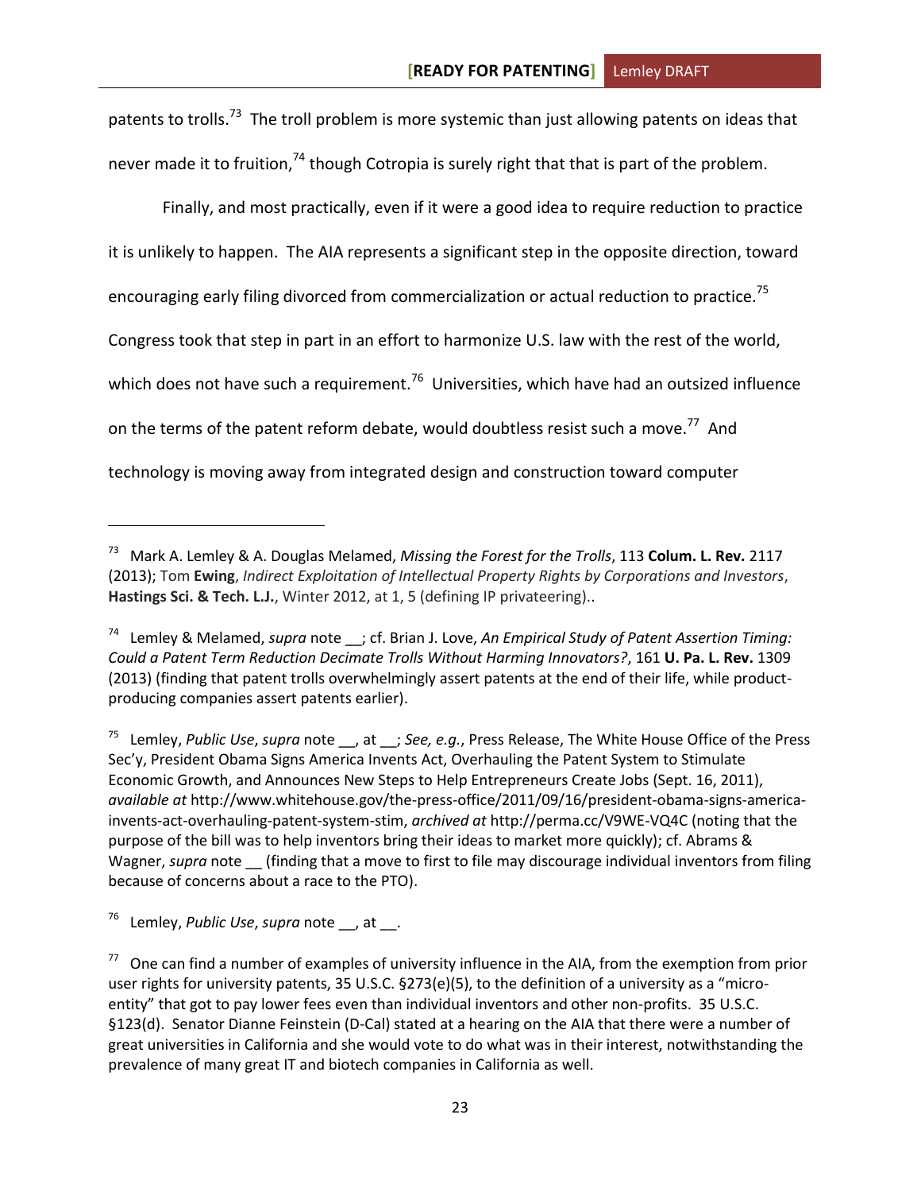patents to trolls.[73] The troll problem is more systemic than just allowing patents on ideas that never made it to fruition,[74] though Cotropia is surely right that that is part of the problem.

Finally, and most practically, even if it were a good idea to require reduction to practice it is unlikely to happen. The AIA represents a significant step in the opposite direction, toward encouraging early filing divorced from commercialization or actual reduction to practice.[75] Congress took that step in part in an effort to harmonize U.S. law with the rest of the world, which does not have such a requirement.[76] Universities, which have had an outsized influence on the terms of the patent reform debate, would doubtless resist such a move.[77] And technology is moving away from integrated design and construction toward computer

---

[73] Mark A. Lemley & A. Douglas Melamed, *Missing the Forest for the Trolls*, 113 **Colum. L. Rev.** 2117 (2013); Tom **Ewing**, *Indirect Exploitation of Intellectual Property Rights by Corporations and Investors*, **Hastings Sci. & Tech. L.J.**, Winter 2012, at 1, 5 (defining IP privateering)..

[74] Lemley & Melamed, *supra* note __; cf. Brian J. Love, *An Empirical Study of Patent Assertion Timing: Could a Patent Term Reduction Decimate Trolls Without Harming Innovators?*, 161 **U. Pa. L. Rev.** 1309 (2013) (finding that patent trolls overwhelmingly assert patents at the end of their life, while product-producing companies assert patents earlier).

[75] Lemley, *Public Use*, *supra* note __, at __; *See, e.g.*, Press Release, The White House Office of the Press Sec'y, President Obama Signs America Invents Act, Overhauling the Patent System to Stimulate Economic Growth, and Announces New Steps to Help Entrepreneurs Create Jobs (Sept. 16, 2011), *available at* http://www.whitehouse.gov/the-press-office/2011/09/16/president-obama-signs-america-invents-act-overhauling-patent-system-stim, *archived at* http://perma.cc/V9WE-VQ4C (noting that the purpose of the bill was to help inventors bring their ideas to market more quickly); cf. Abrams & Wagner, *supra* note __ (finding that a move to first to file may discourage individual inventors from filing because of concerns about a race to the PTO).

[76] Lemley, *Public Use*, *supra* note __, at __.

[77] One can find a number of examples of university influence in the AIA, from the exemption from prior user rights for university patents, 35 U.S.C. §273(e)(5), to the definition of a university as a "micro-entity" that got to pay lower fees even than individual inventors and other non-profits. 35 U.S.C. §123(d). Senator Dianne Feinstein (D-Cal) stated at a hearing on the AIA that there were a number of great universities in California and she would vote to do what was in their interest, notwithstanding the prevalence of many great IT and biotech companies in California as well.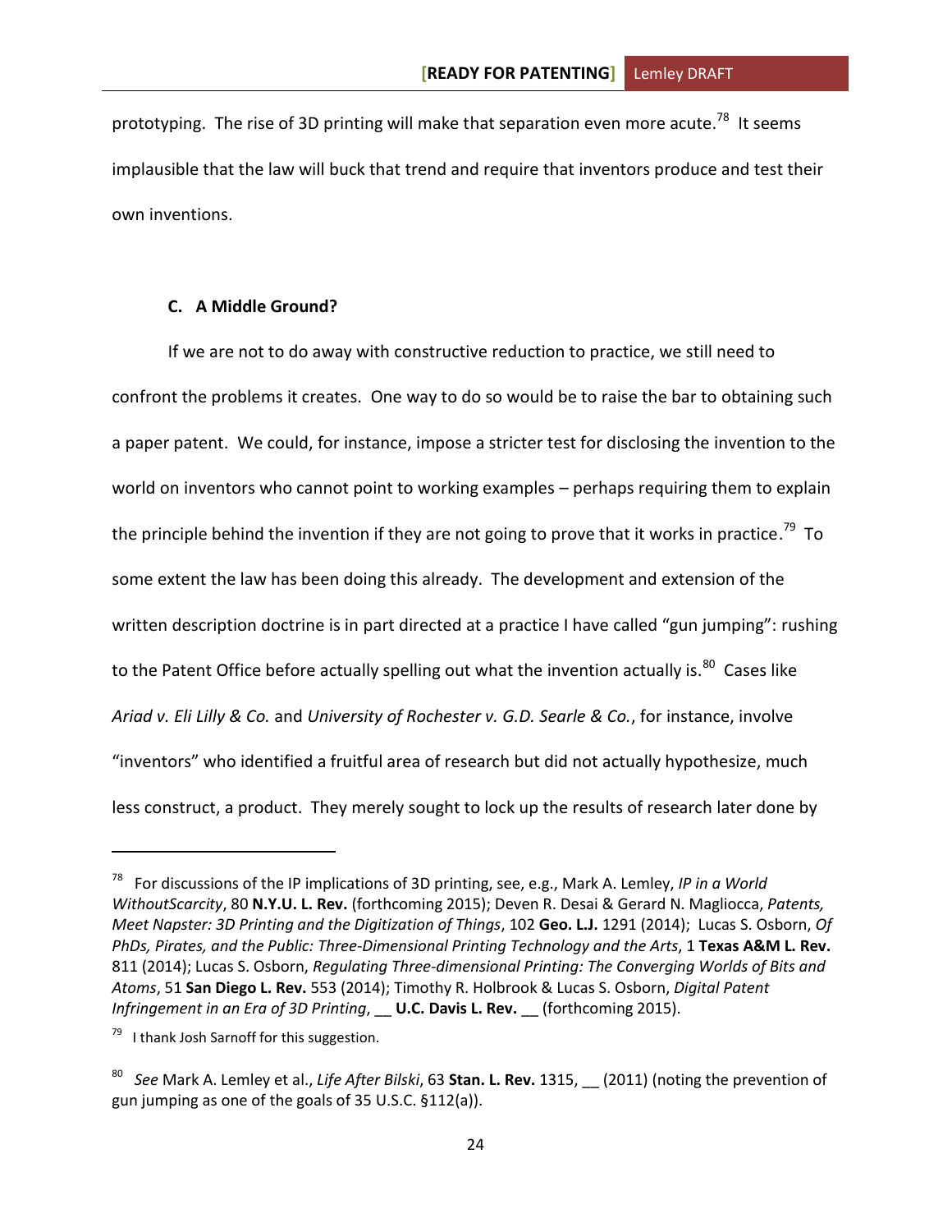prototyping. The rise of 3D printing will make that separation even more acute.[78] It seems implausible that the law will buck that trend and require that inventors produce and test their own inventions.

### C. A Middle Ground?

If we are not to do away with constructive reduction to practice, we still need to confront the problems it creates. One way to do so would be to raise the bar to obtaining such a paper patent. We could, for instance, impose a stricter test for disclosing the invention to the world on inventors who cannot point to working examples – perhaps requiring them to explain the principle behind the invention if they are not going to prove that it works in practice.[79] To some extent the law has been doing this already. The development and extension of the written description doctrine is in part directed at a practice I have called "gun jumping": rushing to the Patent Office before actually spelling out what the invention actually is.[80] Cases like *Ariad v. Eli Lilly & Co.* and *University of Rochester v. G.D. Searle & Co.*, for instance, involve "inventors" who identified a fruitful area of research but did not actually hypothesize, much less construct, a product. They merely sought to lock up the results of research later done by

---

[78] For discussions of the IP implications of 3D printing, see, e.g., Mark A. Lemley, *IP in a World WithoutScarcity*, 80 **N.Y.U. L. Rev.** (forthcoming 2015); Deven R. Desai & Gerard N. Magliocca, *Patents, Meet Napster: 3D Printing and the Digitization of Things*, 102 **Geo. L.J.** 1291 (2014); Lucas S. Osborn, *Of PhDs, Pirates, and the Public: Three-Dimensional Printing Technology and the Arts*, 1 **Texas A&M L. Rev.** 811 (2014); Lucas S. Osborn, *Regulating Three-dimensional Printing: The Converging Worlds of Bits and Atoms*, 51 **San Diego L. Rev.** 553 (2014); Timothy R. Holbrook & Lucas S. Osborn, *Digital Patent Infringement in an Era of 3D Printing*, __ **U.C. Davis L. Rev.** __ (forthcoming 2015).

[79] I thank Josh Sarnoff for this suggestion.

[80] *See* Mark A. Lemley et al., *Life After Bilski*, 63 **Stan. L. Rev.** 1315, __ (2011) (noting the prevention of gun jumping as one of the goals of 35 U.S.C. §112(a)).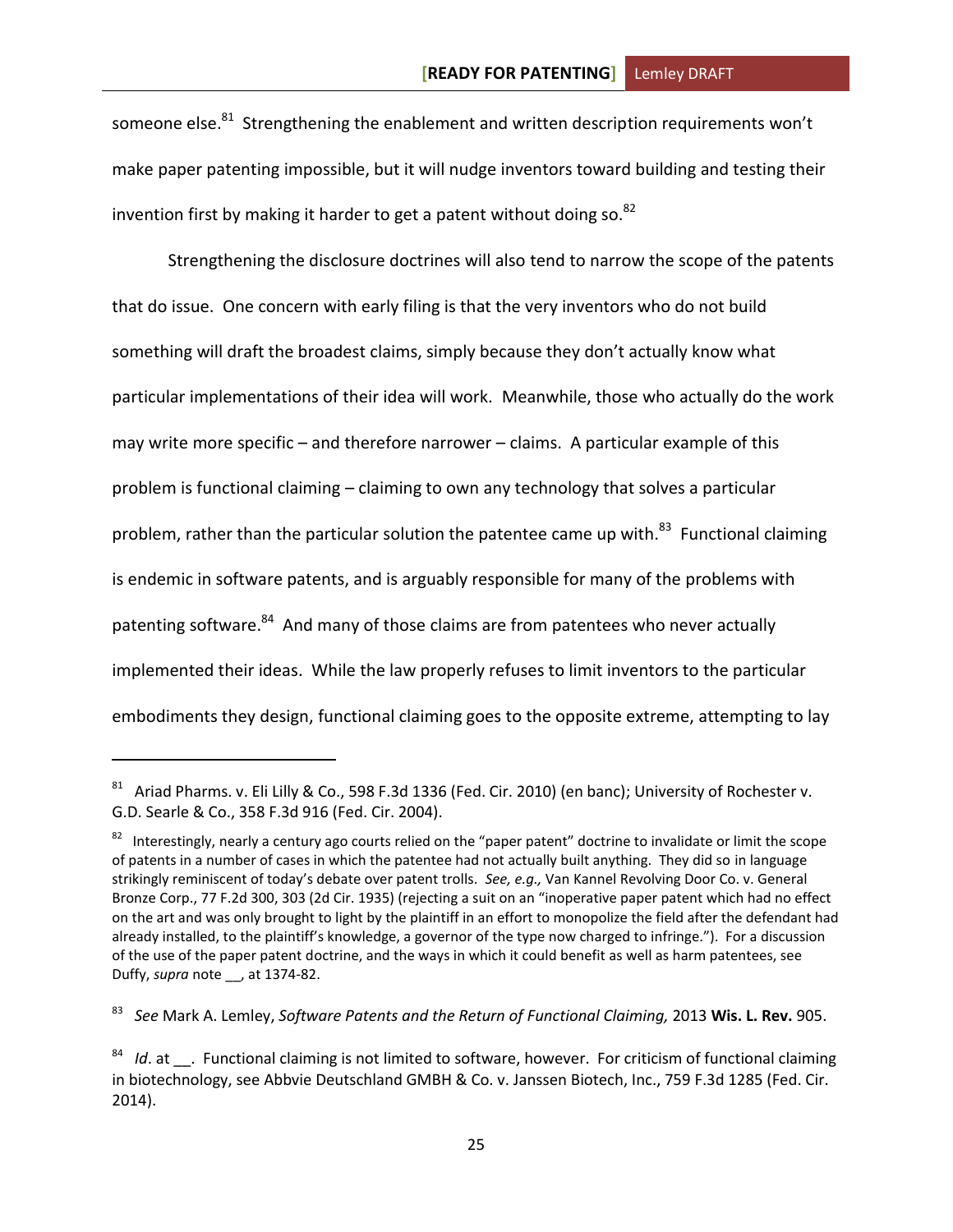someone else.[81] Strengthening the enablement and written description requirements won't make paper patenting impossible, but it will nudge inventors toward building and testing their invention first by making it harder to get a patent without doing so.[82]

Strengthening the disclosure doctrines will also tend to narrow the scope of the patents that do issue. One concern with early filing is that the very inventors who do not build something will draft the broadest claims, simply because they don't actually know what particular implementations of their idea will work. Meanwhile, those who actually do the work may write more specific – and therefore narrower – claims. A particular example of this problem is functional claiming – claiming to own any technology that solves a particular problem, rather than the particular solution the patentee came up with.[83] Functional claiming is endemic in software patents, and is arguably responsible for many of the problems with patenting software.[84] And many of those claims are from patentees who never actually implemented their ideas. While the law properly refuses to limit inventors to the particular embodiments they design, functional claiming goes to the opposite extreme, attempting to lay

---

[81] Ariad Pharms. v. Eli Lilly & Co., 598 F.3d 1336 (Fed. Cir. 2010) (en banc); University of Rochester v. G.D. Searle & Co., 358 F.3d 916 (Fed. Cir. 2004).

[82] Interestingly, nearly a century ago courts relied on the "paper patent" doctrine to invalidate or limit the scope of patents in a number of cases in which the patentee had not actually built anything. They did so in language strikingly reminiscent of today's debate over patent trolls. *See, e.g.,* Van Kannel Revolving Door Co. v. General Bronze Corp., 77 F.2d 300, 303 (2d Cir. 1935) (rejecting a suit on an "inoperative paper patent which had no effect on the art and was only brought to light by the plaintiff in an effort to monopolize the field after the defendant had already installed, to the plaintiff's knowledge, a governor of the type now charged to infringe."). For a discussion of the use of the paper patent doctrine, and the ways in which it could benefit as well as harm patentees, see Duffy, *supra* note __, at 1374-82.

[83] *See* Mark A. Lemley, *Software Patents and the Return of Functional Claiming,* 2013 **Wis. L. Rev.** 905.

[84] *Id*. at __. Functional claiming is not limited to software, however. For criticism of functional claiming in biotechnology, see Abbvie Deutschland GMBH & Co. v. Janssen Biotech, Inc., 759 F.3d 1285 (Fed. Cir. 2014).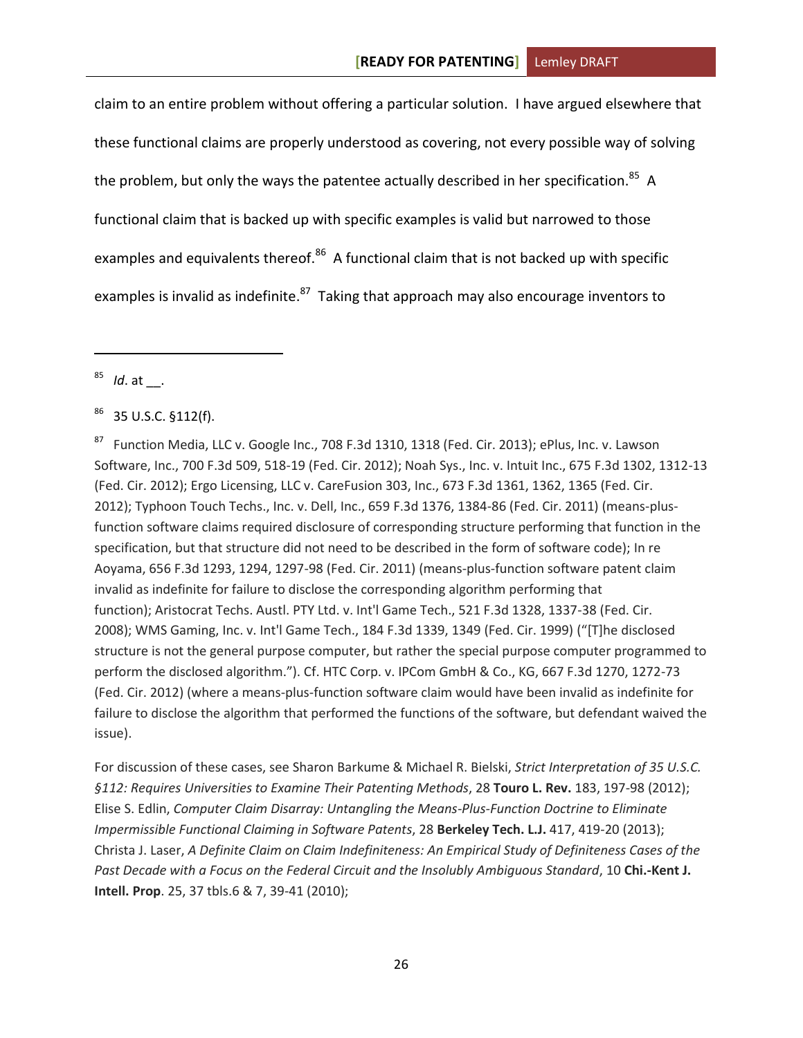claim to an entire problem without offering a particular solution. I have argued elsewhere that these functional claims are properly understood as covering, not every possible way of solving the problem, but only the ways the patentee actually described in her specification.[85] A functional claim that is backed up with specific examples is valid but narrowed to those examples and equivalents thereof.[86] A functional claim that is not backed up with specific examples is invalid as indefinite.[87] Taking that approach may also encourage inventors to

---

[85] *Id*. at __.

[86] 35 U.S.C. §112(f).

[87] Function Media, LLC v. Google Inc., 708 F.3d 1310, 1318 (Fed. Cir. 2013); ePlus, Inc. v. Lawson Software, Inc., 700 F.3d 509, 518-19 (Fed. Cir. 2012); Noah Sys., Inc. v. Intuit Inc., 675 F.3d 1302, 1312-13 (Fed. Cir. 2012); Ergo Licensing, LLC v. CareFusion 303, Inc., 673 F.3d 1361, 1362, 1365 (Fed. Cir. 2012); Typhoon Touch Techs., Inc. v. Dell, Inc., 659 F.3d 1376, 1384-86 (Fed. Cir. 2011) (means-plus-function software claims required disclosure of corresponding structure performing that function in the specification, but that structure did not need to be described in the form of software code); In re Aoyama, 656 F.3d 1293, 1294, 1297-98 (Fed. Cir. 2011) (means-plus-function software patent claim invalid as indefinite for failure to disclose the corresponding algorithm performing that function); Aristocrat Techs. Austl. PTY Ltd. v. Int'l Game Tech., 521 F.3d 1328, 1337-38 (Fed. Cir. 2008); WMS Gaming, Inc. v. Int'l Game Tech., 184 F.3d 1339, 1349 (Fed. Cir. 1999) ("[T]he disclosed structure is not the general purpose computer, but rather the special purpose computer programmed to perform the disclosed algorithm."). Cf. HTC Corp. v. IPCom GmbH & Co., KG, 667 F.3d 1270, 1272-73 (Fed. Cir. 2012) (where a means-plus-function software claim would have been invalid as indefinite for failure to disclose the algorithm that performed the functions of the software, but defendant waived the issue).

For discussion of these cases, see Sharon Barkume & Michael R. Bielski, *Strict Interpretation of 35 U.S.C. §112: Requires Universities to Examine Their Patenting Methods*, 28 **Touro L. Rev.** 183, 197-98 (2012); Elise S. Edlin, *Computer Claim Disarray: Untangling the Means-Plus-Function Doctrine to Eliminate Impermissible Functional Claiming in Software Patents*, 28 **Berkeley Tech. L.J.** 417, 419-20 (2013); Christa J. Laser, *A Definite Claim on Claim Indefiniteness: An Empirical Study of Definiteness Cases of the Past Decade with a Focus on the Federal Circuit and the Insolubly Ambiguous Standard*, 10 **Chi.-Kent J. Intell. Prop**. 25, 37 tbls.6 & 7, 39-41 (2010);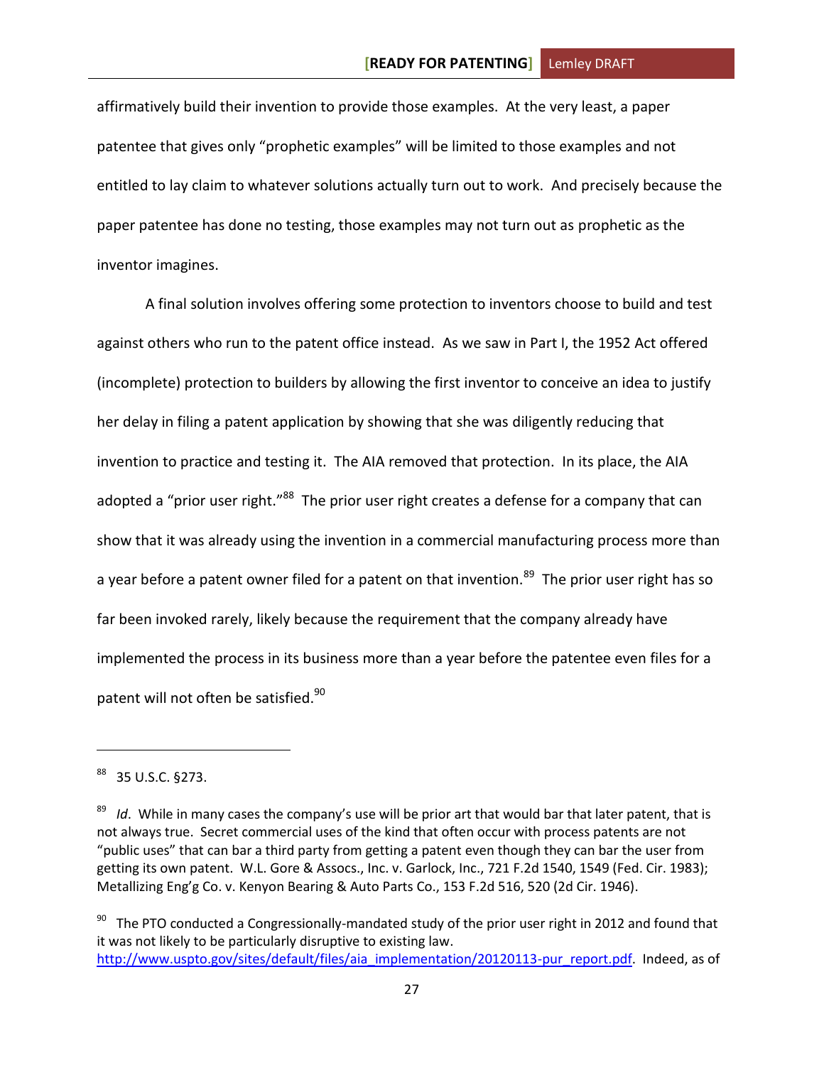affirmatively build their invention to provide those examples. At the very least, a paper patentee that gives only "prophetic examples" will be limited to those examples and not entitled to lay claim to whatever solutions actually turn out to work. And precisely because the paper patentee has done no testing, those examples may not turn out as prophetic as the inventor imagines.

A final solution involves offering some protection to inventors choose to build and test against others who run to the patent office instead. As we saw in Part I, the 1952 Act offered (incomplete) protection to builders by allowing the first inventor to conceive an idea to justify her delay in filing a patent application by showing that she was diligently reducing that invention to practice and testing it. The AIA removed that protection. In its place, the AIA adopted a "prior user right."[88] The prior user right creates a defense for a company that can show that it was already using the invention in a commercial manufacturing process more than a year before a patent owner filed for a patent on that invention.[89] The prior user right has so far been invoked rarely, likely because the requirement that the company already have implemented the process in its business more than a year before the patentee even files for a patent will not often be satisfied.[90]

---

[88] 35 U.S.C. §273.

[89] *Id*. While in many cases the company's use will be prior art that would bar that later patent, that is not always true. Secret commercial uses of the kind that often occur with process patents are not "public uses" that can bar a third party from getting a patent even though they can bar the user from getting its own patent. W.L. Gore & Assocs., Inc. v. Garlock, Inc., 721 F.2d 1540, 1549 (Fed. Cir. 1983); Metallizing Eng'g Co. v. Kenyon Bearing & Auto Parts Co., 153 F.2d 516, 520 (2d Cir. 1946).

[90] The PTO conducted a Congressionally-mandated study of the prior user right in 2012 and found that it was not likely to be particularly disruptive to existing law. http://www.uspto.gov/sites/default/files/aia_implementation/20120113-pur_report.pdf. Indeed, as of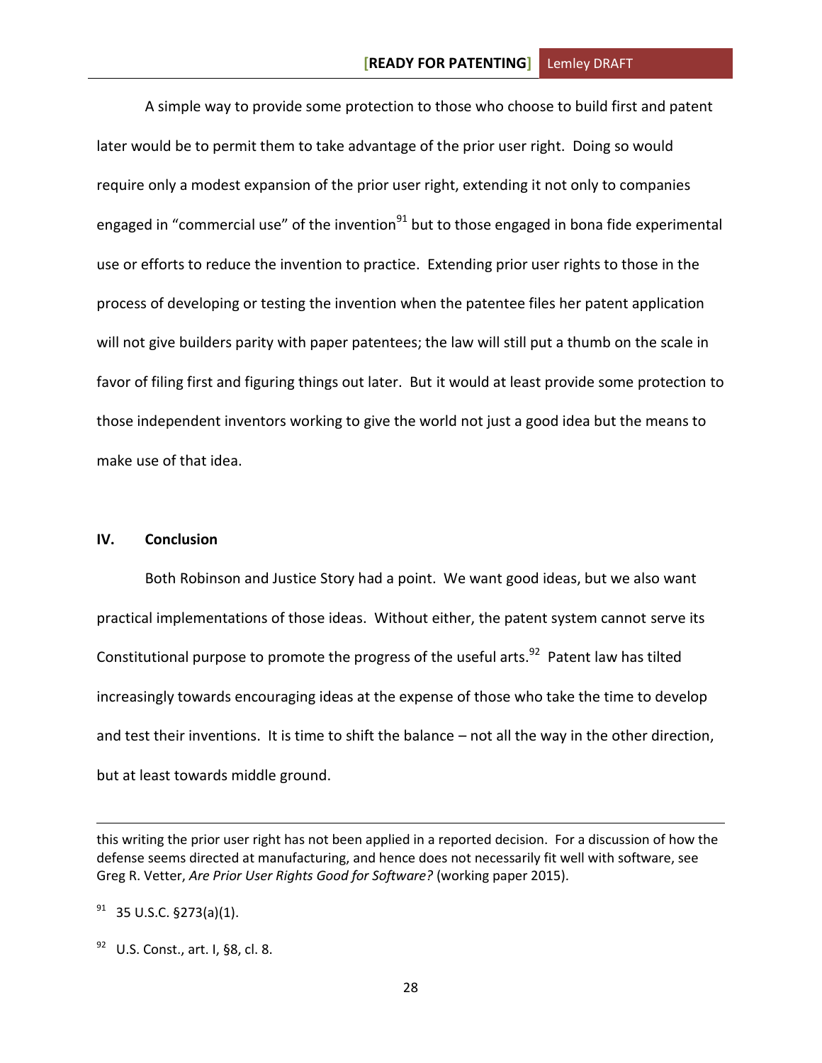A simple way to provide some protection to those who choose to build first and patent later would be to permit them to take advantage of the prior user right. Doing so would require only a modest expansion of the prior user right, extending it not only to companies engaged in "commercial use" of the invention[91] but to those engaged in bona fide experimental use or efforts to reduce the invention to practice. Extending prior user rights to those in the process of developing or testing the invention when the patentee files her patent application will not give builders parity with paper patentees; the law will still put a thumb on the scale in favor of filing first and figuring things out later. But it would at least provide some protection to those independent inventors working to give the world not just a good idea but the means to make use of that idea.

## IV. Conclusion

Both Robinson and Justice Story had a point. We want good ideas, but we also want practical implementations of those ideas. Without either, the patent system cannot serve its Constitutional purpose to promote the progress of the useful arts.[92] Patent law has tilted increasingly towards encouraging ideas at the expense of those who take the time to develop and test their inventions. It is time to shift the balance – not all the way in the other direction, but at least towards middle ground.

---

this writing the prior user right has not been applied in a reported decision. For a discussion of how the defense seems directed at manufacturing, and hence does not necessarily fit well with software, see Greg R. Vetter, *Are Prior User Rights Good for Software?* (working paper 2015).

[91] 35 U.S.C. §273(a)(1).

[92] U.S. Const., art. I, §8, cl. 8.